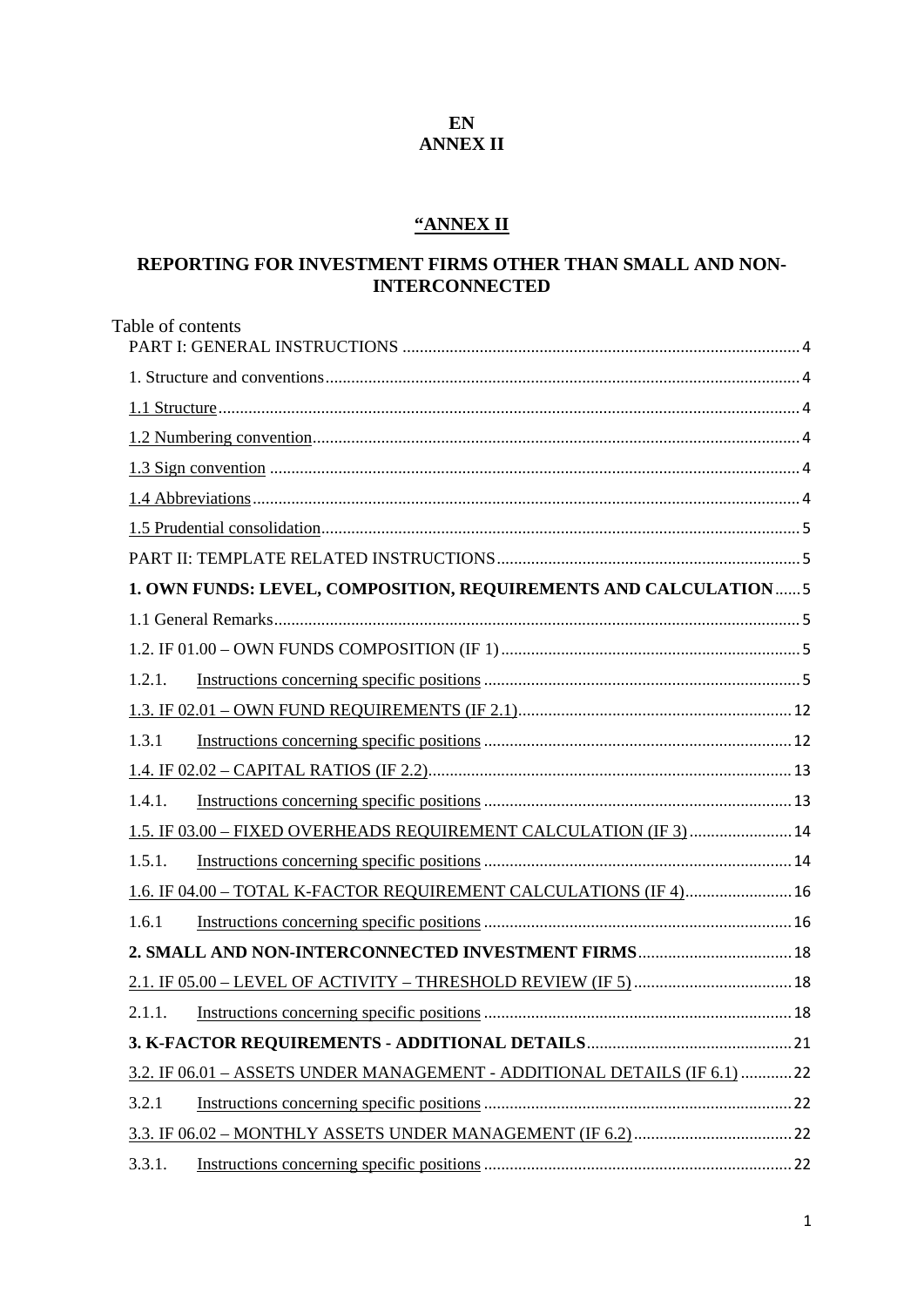**EN**
**ANNEX II**

# “ANNEX II

## REPORTING FOR INVESTMENT FIRMS OTHER THAN SMALL AND NON-INTERCONNECTED

Table of contents

PART I: GENERAL INSTRUCTIONS ........................................................................................ 4

1. Structure and conventions ........................................................................................ 4

1.1 Structure ........................................................................................ 4

1.2 Numbering convention ........................................................................................ 4

1.3 Sign convention ........................................................................................ 4

1.4 Abbreviations ........................................................................................ 4

1.5 Prudential consolidation ........................................................................................ 5

PART II: TEMPLATE RELATED INSTRUCTIONS ........................................................................................ 5

**1. OWN FUNDS: LEVEL, COMPOSITION, REQUIREMENTS AND CALCULATION** ...... 5

1.1 General Remarks ........................................................................................ 5

1.2. IF 01.00 – OWN FUNDS COMPOSITION (IF 1) ........................................................................................ 5

1.2.1. Instructions concerning specific positions ........................................................................................ 5

1.3. IF 02.01 – OWN FUND REQUIREMENTS (IF 2.1) ........................................................................................ 12

1.3.1 Instructions concerning specific positions ........................................................................................ 12

1.4. IF 02.02 – CAPITAL RATIOS (IF 2.2) ........................................................................................ 13

1.4.1. Instructions concerning specific positions ........................................................................................ 13

1.5. IF 03.00 – FIXED OVERHEADS REQUIREMENT CALCULATION (IF 3) ........................ 14

1.5.1. Instructions concerning specific positions ........................................................................................ 14

1.6. IF 04.00 – TOTAL K-FACTOR REQUIREMENT CALCULATIONS (IF 4) ........................ 16

1.6.1 Instructions concerning specific positions ........................................................................................ 16

**2. SMALL AND NON-INTERCONNECTED INVESTMENT FIRMS** ........................................ 18

2.1. IF 05.00 – LEVEL OF ACTIVITY – THRESHOLD REVIEW (IF 5) ........................................ 18

2.1.1. Instructions concerning specific positions ........................................................................................ 18

**3. K-FACTOR REQUIREMENTS - ADDITIONAL DETAILS** ........................................ 21

3.2. IF 06.01 – ASSETS UNDER MANAGEMENT - ADDITIONAL DETAILS (IF 6.1) ............ 22

3.2.1 Instructions concerning specific positions ........................................................................................ 22

3.3. IF 06.02 – MONTHLY ASSETS UNDER MANAGEMENT (IF 6.2) ........................................ 22

3.3.1. Instructions concerning specific positions ........................................................................................ 22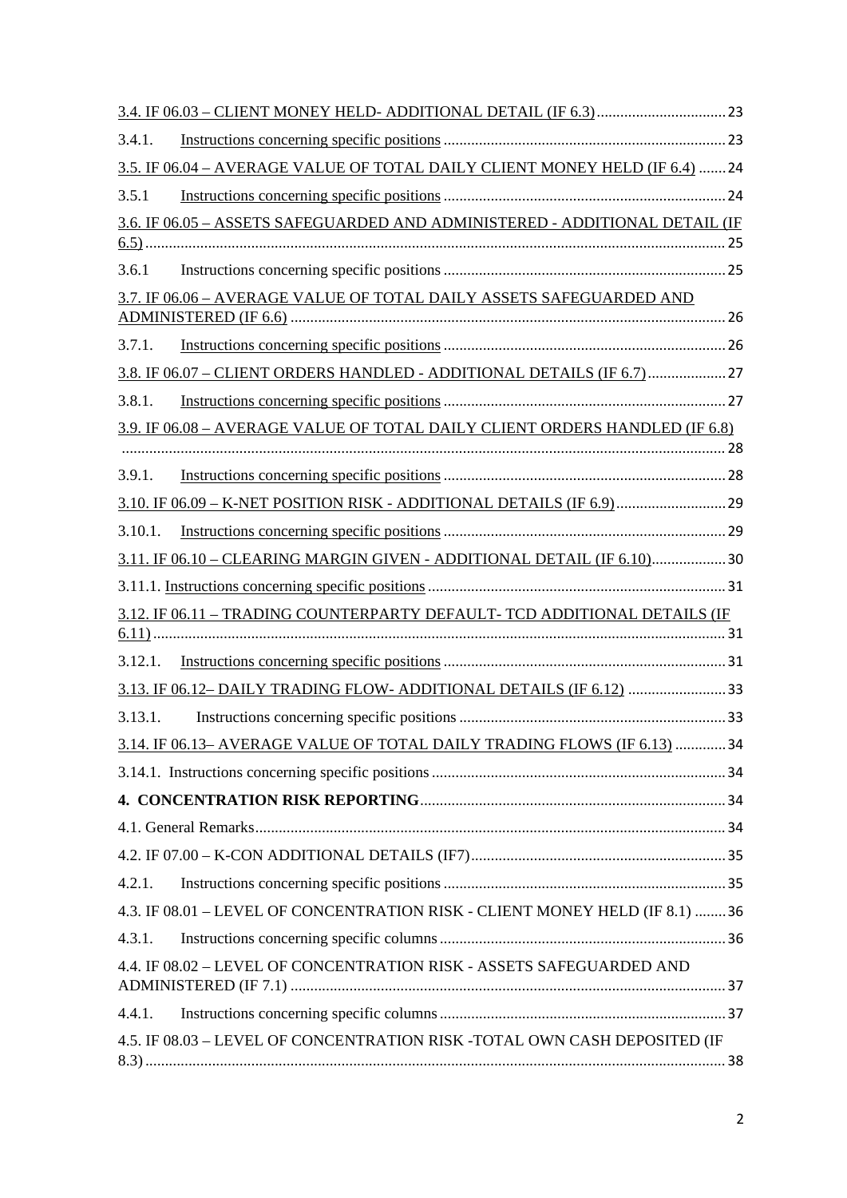3.4. IF 06.03 – CLIENT MONEY HELD- ADDITIONAL DETAIL (IF 6.3) .......... 23

3.4.1. Instructions concerning specific positions .......... 23

3.5. IF 06.04 – AVERAGE VALUE OF TOTAL DAILY CLIENT MONEY HELD (IF 6.4) .......... 24

3.5.1 Instructions concerning specific positions .......... 24

3.6. IF 06.05 – ASSETS SAFEGUARDED AND ADMINISTERED - ADDITIONAL DETAIL (IF 6.5) .......... 25

3.6.1 Instructions concerning specific positions .......... 25

3.7. IF 06.06 – AVERAGE VALUE OF TOTAL DAILY ASSETS SAFEGUARDED AND ADMINISTERED (IF 6.6) .......... 26

3.7.1. Instructions concerning specific positions .......... 26

3.8. IF 06.07 – CLIENT ORDERS HANDLED - ADDITIONAL DETAILS (IF 6.7) .......... 27

3.8.1. Instructions concerning specific positions .......... 27

3.9. IF 06.08 – AVERAGE VALUE OF TOTAL DAILY CLIENT ORDERS HANDLED (IF 6.8) .......... 28

3.9.1. Instructions concerning specific positions .......... 28

3.10. IF 06.09 – K-NET POSITION RISK - ADDITIONAL DETAILS (IF 6.9) .......... 29

3.10.1. Instructions concerning specific positions .......... 29

3.11. IF 06.10 – CLEARING MARGIN GIVEN - ADDITIONAL DETAIL (IF 6.10) .......... 30

3.11.1. Instructions concerning specific positions .......... 31

3.12. IF 06.11 – TRADING COUNTERPARTY DEFAULT- TCD ADDITIONAL DETAILS (IF 6.11) .......... 31

3.12.1. Instructions concerning specific positions .......... 31

3.13. IF 06.12– DAILY TRADING FLOW- ADDITIONAL DETAILS (IF 6.12) .......... 33

3.13.1. Instructions concerning specific positions .......... 33

3.14. IF 06.13– AVERAGE VALUE OF TOTAL DAILY TRADING FLOWS (IF 6.13) .......... 34

3.14.1. Instructions concerning specific positions .......... 34

**4. CONCENTRATION RISK REPORTING** .......... 34

4.1. General Remarks .......... 34

4.2. IF 07.00 – K-CON ADDITIONAL DETAILS (IF7) .......... 35

4.2.1. Instructions concerning specific positions .......... 35

4.3. IF 08.01 – LEVEL OF CONCENTRATION RISK - CLIENT MONEY HELD (IF 8.1) .......... 36

4.3.1. Instructions concerning specific columns .......... 36

4.4. IF 08.02 – LEVEL OF CONCENTRATION RISK - ASSETS SAFEGUARDED AND ADMINISTERED (IF 7.1) .......... 37

4.4.1. Instructions concerning specific columns .......... 37

4.5. IF 08.03 – LEVEL OF CONCENTRATION RISK -TOTAL OWN CASH DEPOSITED (IF 8.3) .......... 38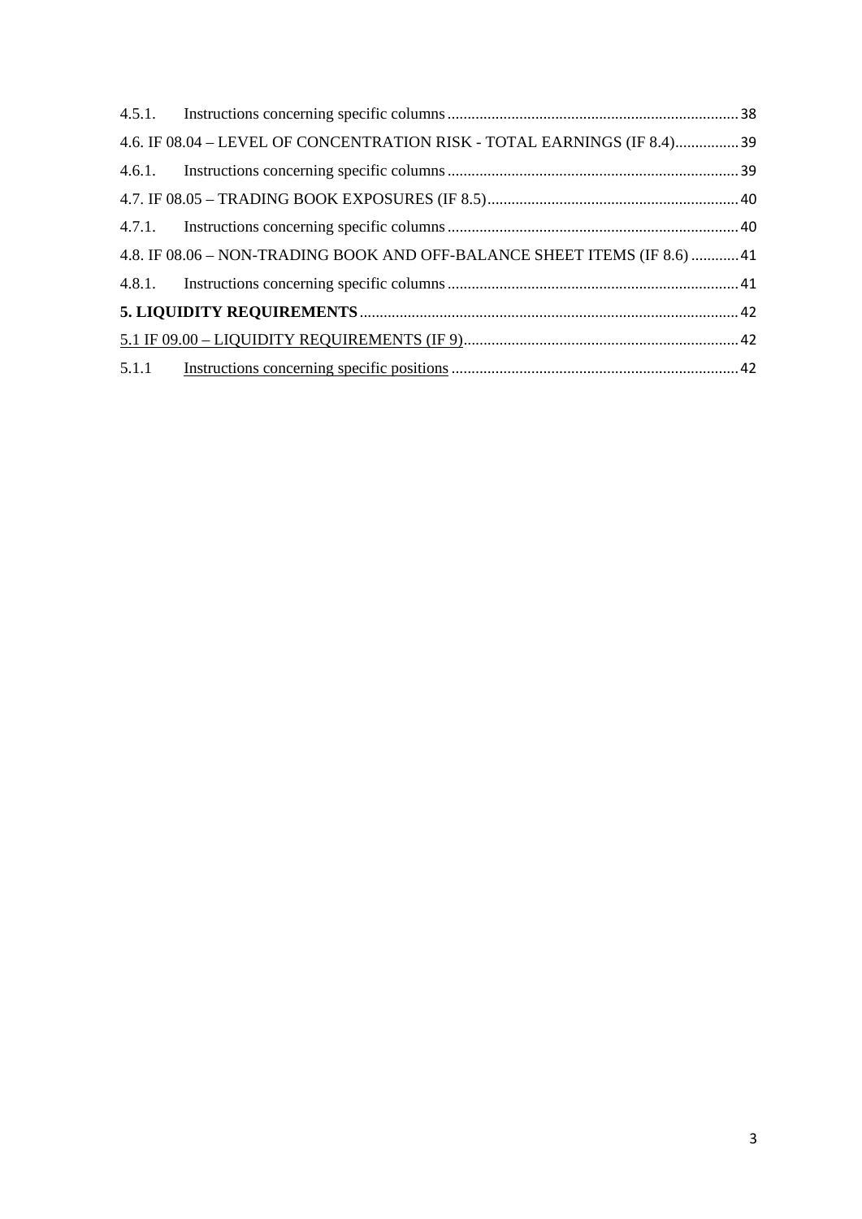4.5.1. Instructions concerning specific columns ........ 38

4.6. IF 08.04 – LEVEL OF CONCENTRATION RISK - TOTAL EARNINGS (IF 8.4) ........ 39

4.6.1. Instructions concerning specific columns ........ 39

4.7. IF 08.05 – TRADING BOOK EXPOSURES (IF 8.5) ........ 40

4.7.1. Instructions concerning specific columns ........ 40

4.8. IF 08.06 – NON-TRADING BOOK AND OFF-BALANCE SHEET ITEMS (IF 8.6) ........ 41

4.8.1. Instructions concerning specific columns ........ 41

**5. LIQUIDITY REQUIREMENTS** ........ 42

5.1 IF 09.00 – LIQUIDITY REQUIREMENTS (IF 9) ........ 42

5.1.1 Instructions concerning specific positions ........ 42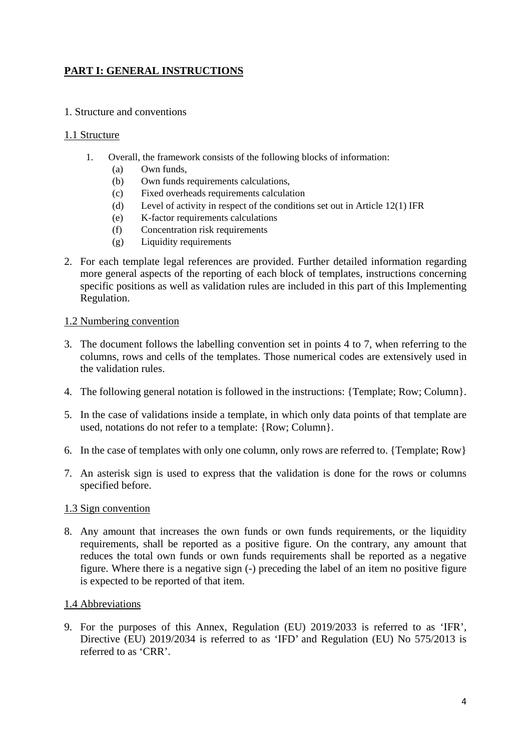# PART I: GENERAL INSTRUCTIONS

## 1. Structure and conventions

### 1.1 Structure

1. Overall, the framework consists of the following blocks of information:
   (a) Own funds,
   (b) Own funds requirements calculations,
   (c) Fixed overheads requirements calculation
   (d) Level of activity in respect of the conditions set out in Article 12(1) IFR
   (e) K-factor requirements calculations
   (f) Concentration risk requirements
   (g) Liquidity requirements

2. For each template legal references are provided. Further detailed information regarding more general aspects of the reporting of each block of templates, instructions concerning specific positions as well as validation rules are included in this part of this Implementing Regulation.

### 1.2 Numbering convention

3. The document follows the labelling convention set in points 4 to 7, when referring to the columns, rows and cells of the templates. Those numerical codes are extensively used in the validation rules.

4. The following general notation is followed in the instructions: {Template; Row; Column}.

5. In the case of validations inside a template, in which only data points of that template are used, notations do not refer to a template: {Row; Column}.

6. In the case of templates with only one column, only rows are referred to. {Template; Row}

7. An asterisk sign is used to express that the validation is done for the rows or columns specified before.

### 1.3 Sign convention

8. Any amount that increases the own funds or own funds requirements, or the liquidity requirements, shall be reported as a positive figure. On the contrary, any amount that reduces the total own funds or own funds requirements shall be reported as a negative figure. Where there is a negative sign (-) preceding the label of an item no positive figure is expected to be reported of that item.

### 1.4 Abbreviations

9. For the purposes of this Annex, Regulation (EU) 2019/2033 is referred to as 'IFR', Directive (EU) 2019/2034 is referred to as 'IFD' and Regulation (EU) No 575/2013 is referred to as 'CRR'.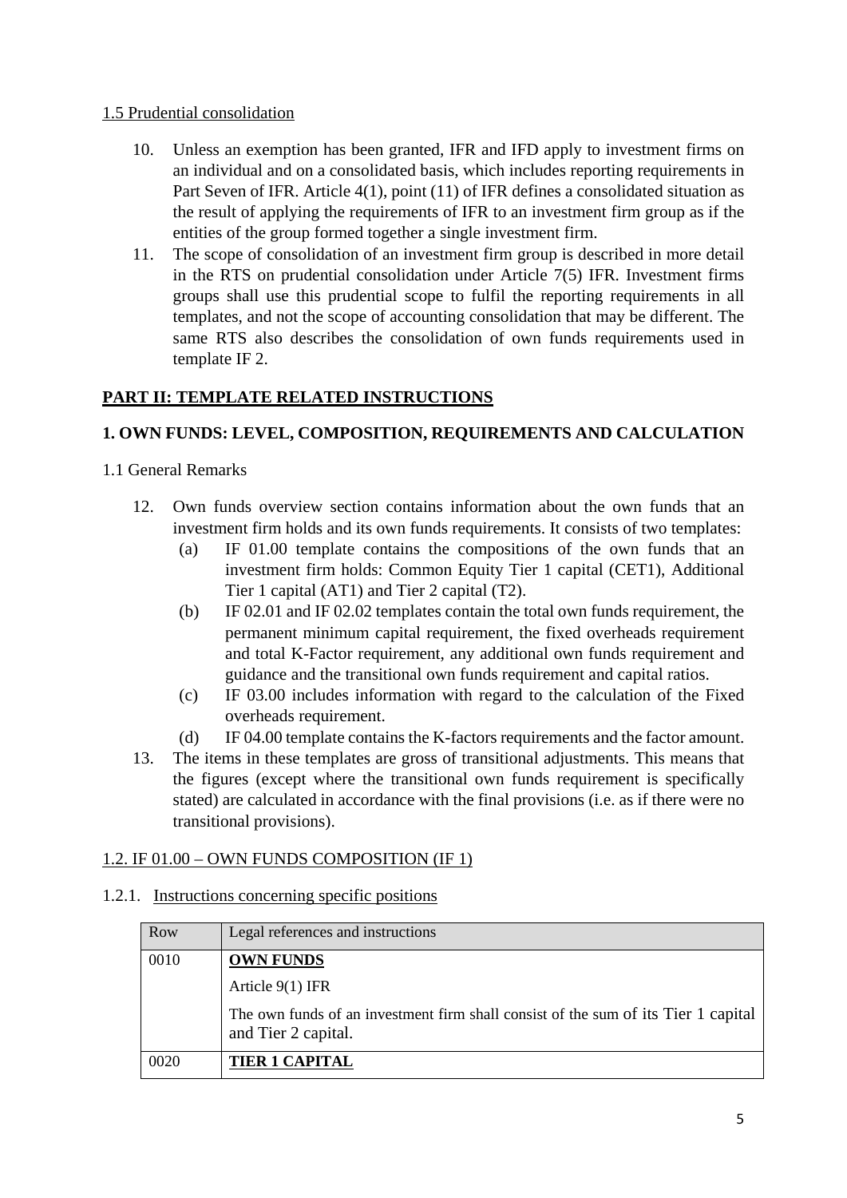1.5 Prudential consolidation

10. Unless an exemption has been granted, IFR and IFD apply to investment firms on an individual and on a consolidated basis, which includes reporting requirements in Part Seven of IFR. Article 4(1), point (11) of IFR defines a consolidated situation as the result of applying the requirements of IFR to an investment firm group as if the entities of the group formed together a single investment firm.
11. The scope of consolidation of an investment firm group is described in more detail in the RTS on prudential consolidation under Article 7(5) IFR. Investment firms groups shall use this prudential scope to fulfil the reporting requirements in all templates, and not the scope of accounting consolidation that may be different. The same RTS also describes the consolidation of own funds requirements used in template IF 2.

## PART II: TEMPLATE RELATED INSTRUCTIONS

### 1. OWN FUNDS: LEVEL, COMPOSITION, REQUIREMENTS AND CALCULATION

1.1 General Remarks

12. Own funds overview section contains information about the own funds that an investment firm holds and its own funds requirements. It consists of two templates:
    - (a) IF 01.00 template contains the compositions of the own funds that an investment firm holds: Common Equity Tier 1 capital (CET1), Additional Tier 1 capital (AT1) and Tier 2 capital (T2).
    - (b) IF 02.01 and IF 02.02 templates contain the total own funds requirement, the permanent minimum capital requirement, the fixed overheads requirement and total K-Factor requirement, any additional own funds requirement and guidance and the transitional own funds requirement and capital ratios.
    - (c) IF 03.00 includes information with regard to the calculation of the Fixed overheads requirement.
    - (d) IF 04.00 template contains the K-factors requirements and the factor amount.
13. The items in these templates are gross of transitional adjustments. This means that the figures (except where the transitional own funds requirement is specifically stated) are calculated in accordance with the final provisions (i.e. as if there were no transitional provisions).

1.2. IF 01.00 – OWN FUNDS COMPOSITION (IF 1)

1.2.1. Instructions concerning specific positions

| Row | Legal references and instructions |
|---|---|
| 0010 | **OWN FUNDS**<br>Article 9(1) IFR<br>The own funds of an investment firm shall consist of the sum of its Tier 1 capital and Tier 2 capital. |
| 0020 | **TIER 1 CAPITAL** |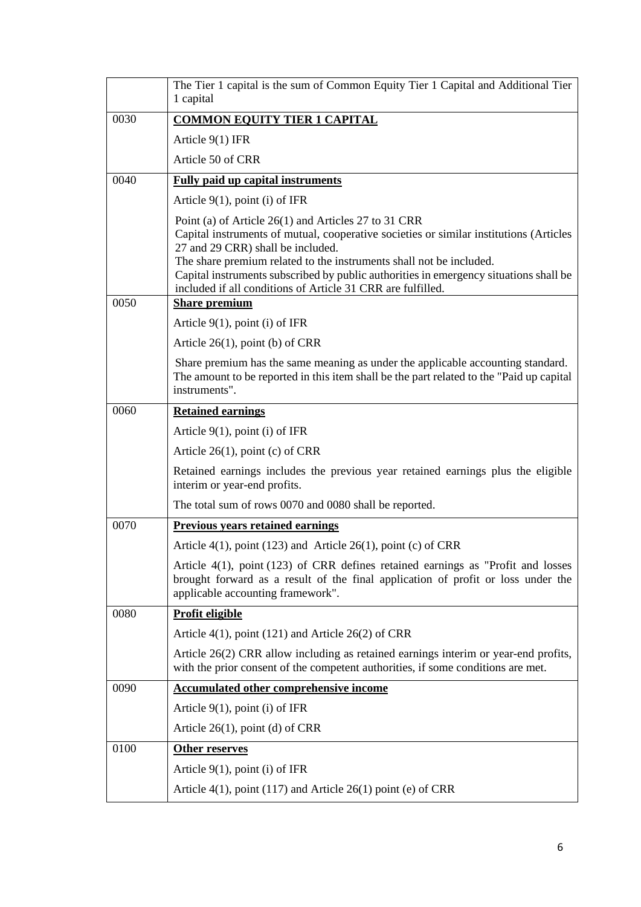| | |
|---|---|
| | The Tier 1 capital is the sum of Common Equity Tier 1 Capital and Additional Tier 1 capital |
| 0030 | **COMMON EQUITY TIER 1 CAPITAL**<br><br>Article 9(1) IFR<br><br>Article 50 of CRR |
| 0040 | **Fully paid up capital instruments**<br><br>Article 9(1), point (i) of IFR<br><br>Point (a) of Article 26(1) and Articles 27 to 31 CRR<br>Capital instruments of mutual, cooperative societies or similar institutions (Articles 27 and 29 CRR) shall be included.<br>The share premium related to the instruments shall not be included.<br>Capital instruments subscribed by public authorities in emergency situations shall be included if all conditions of Article 31 CRR are fulfilled. |
| 0050 | **Share premium**<br><br>Article 9(1), point (i) of IFR<br><br>Article 26(1), point (b) of CRR<br><br>Share premium has the same meaning as under the applicable accounting standard.<br>The amount to be reported in this item shall be the part related to the "Paid up capital instruments". |
| 0060 | **Retained earnings**<br><br>Article 9(1), point (i) of IFR<br><br>Article 26(1), point (c) of CRR<br><br>Retained earnings includes the previous year retained earnings plus the eligible interim or year-end profits.<br><br>The total sum of rows 0070 and 0080 shall be reported. |
| 0070 | **Previous years retained earnings**<br><br>Article 4(1), point (123) and Article 26(1), point (c) of CRR<br><br>Article 4(1), point (123) of CRR defines retained earnings as "Profit and losses brought forward as a result of the final application of profit or loss under the applicable accounting framework". |
| 0080 | **Profit eligible**<br><br>Article 4(1), point (121) and Article 26(2) of CRR<br><br>Article 26(2) CRR allow including as retained earnings interim or year-end profits, with the prior consent of the competent authorities, if some conditions are met. |
| 0090 | **Accumulated other comprehensive income**<br><br>Article 9(1), point (i) of IFR<br><br>Article 26(1), point (d) of CRR |
| 0100 | **Other reserves**<br><br>Article 9(1), point (i) of IFR<br><br>Article 4(1), point (117) and Article 26(1) point (e) of CRR |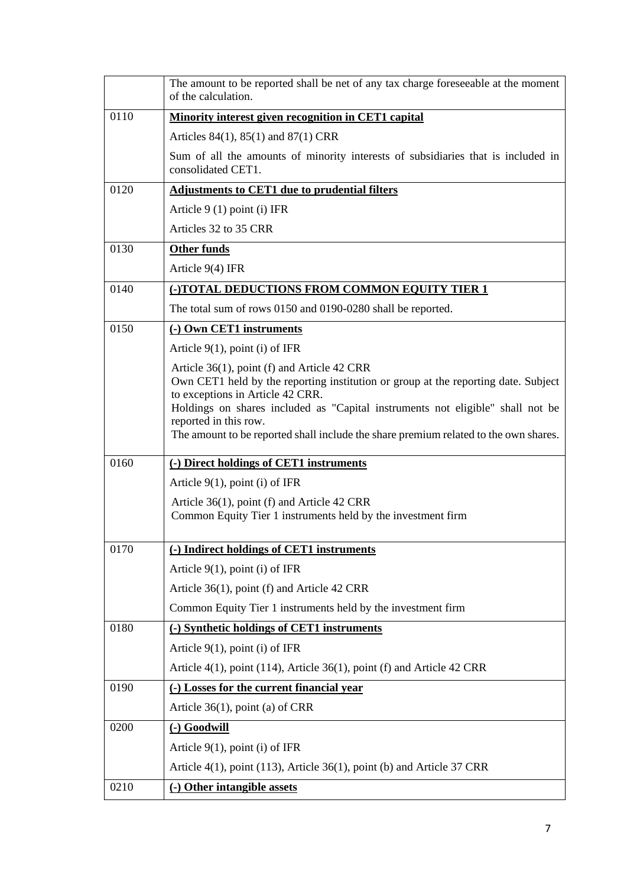| | |
|---|---|
| | The amount to be reported shall be net of any tax charge foreseeable at the moment of the calculation. |
| 0110 | **Minority interest given recognition in CET1 capital**<br>Articles 84(1), 85(1) and 87(1) CRR<br>Sum of all the amounts of minority interests of subsidiaries that is included in consolidated CET1. |
| 0120 | **Adjustments to CET1 due to prudential filters**<br>Article 9 (1) point (i) IFR<br>Articles 32 to 35 CRR |
| 0130 | **Other funds**<br>Article 9(4) IFR |
| 0140 | **(-)TOTAL DEDUCTIONS FROM COMMON EQUITY TIER 1**<br>The total sum of rows 0150 and 0190-0280 shall be reported. |
| 0150 | **(-) Own CET1 instruments**<br>Article 9(1), point (i) of IFR<br>Article 36(1), point (f) and Article 42 CRR<br>Own CET1 held by the reporting institution or group at the reporting date. Subject to exceptions in Article 42 CRR.<br>Holdings on shares included as "Capital instruments not eligible" shall not be reported in this row.<br>The amount to be reported shall include the share premium related to the own shares. |
| 0160 | **(-) Direct holdings of CET1 instruments**<br>Article 9(1), point (i) of IFR<br>Article 36(1), point (f) and Article 42 CRR<br>Common Equity Tier 1 instruments held by the investment firm |
| 0170 | **(-) Indirect holdings of CET1 instruments**<br>Article 9(1), point (i) of IFR<br>Article 36(1), point (f) and Article 42 CRR<br>Common Equity Tier 1 instruments held by the investment firm |
| 0180 | **(-) Synthetic holdings of CET1 instruments**<br>Article 9(1), point (i) of IFR<br>Article 4(1), point (114), Article 36(1), point (f) and Article 42 CRR |
| 0190 | **(-) Losses for the current financial year**<br>Article 36(1), point (a) of CRR |
| 0200 | **(-) Goodwill**<br>Article 9(1), point (i) of IFR<br>Article 4(1), point (113), Article 36(1), point (b) and Article 37 CRR |
| 0210 | **(-) Other intangible assets** |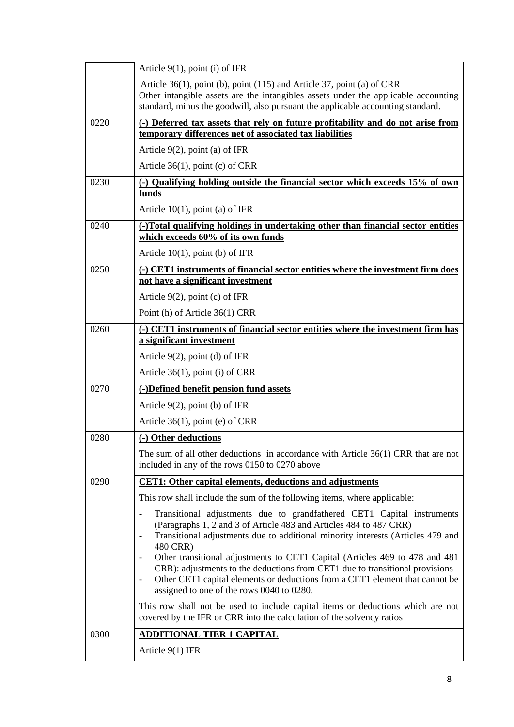| | |
|---|---|
| | Article 9(1), point (i) of IFR<br><br>Article 36(1), point (b), point (115) and Article 37, point (a) of CRR<br>Other intangible assets are the intangibles assets under the applicable accounting standard, minus the goodwill, also pursuant the applicable accounting standard. |
| 0220 | **(-) Deferred tax assets that rely on future profitability and do not arise from temporary differences net of associated tax liabilities**<br><br>Article 9(2), point (a) of IFR<br><br>Article 36(1), point (c) of CRR |
| 0230 | **(-) Qualifying holding outside the financial sector which exceeds 15% of own funds**<br><br>Article 10(1), point (a) of IFR |
| 0240 | **(-)Total qualifying holdings in undertaking other than financial sector entities which exceeds 60% of its own funds**<br><br>Article 10(1), point (b) of IFR |
| 0250 | **(-) CET1 instruments of financial sector entities where the investment firm does not have a significant investment**<br><br>Article 9(2), point (c) of IFR<br><br>Point (h) of Article 36(1) CRR |
| 0260 | **(-) CET1 instruments of financial sector entities where the investment firm has a significant investment**<br><br>Article 9(2), point (d) of IFR<br><br>Article 36(1), point (i) of CRR |
| 0270 | **(-)Defined benefit pension fund assets**<br><br>Article 9(2), point (b) of IFR<br><br>Article 36(1), point (e) of CRR |
| 0280 | **(-) Other deductions**<br><br>The sum of all other deductions in accordance with Article 36(1) CRR that are not included in any of the rows 0150 to 0270 above |
| 0290 | **CET1: Other capital elements, deductions and adjustments**<br><br>This row shall include the sum of the following items, where applicable:<br><br>- Transitional adjustments due to grandfathered CET1 Capital instruments (Paragraphs 1, 2 and 3 of Article 483 and Articles 484 to 487 CRR)<br>- Transitional adjustments due to additional minority interests (Articles 479 and 480 CRR)<br>- Other transitional adjustments to CET1 Capital (Articles 469 to 478 and 481 CRR): adjustments to the deductions from CET1 due to transitional provisions<br>- Other CET1 capital elements or deductions from a CET1 element that cannot be assigned to one of the rows 0040 to 0280.<br><br>This row shall not be used to include capital items or deductions which are not covered by the IFR or CRR into the calculation of the solvency ratios |
| 0300 | **ADDITIONAL TIER 1 CAPITAL**<br><br>Article 9(1) IFR |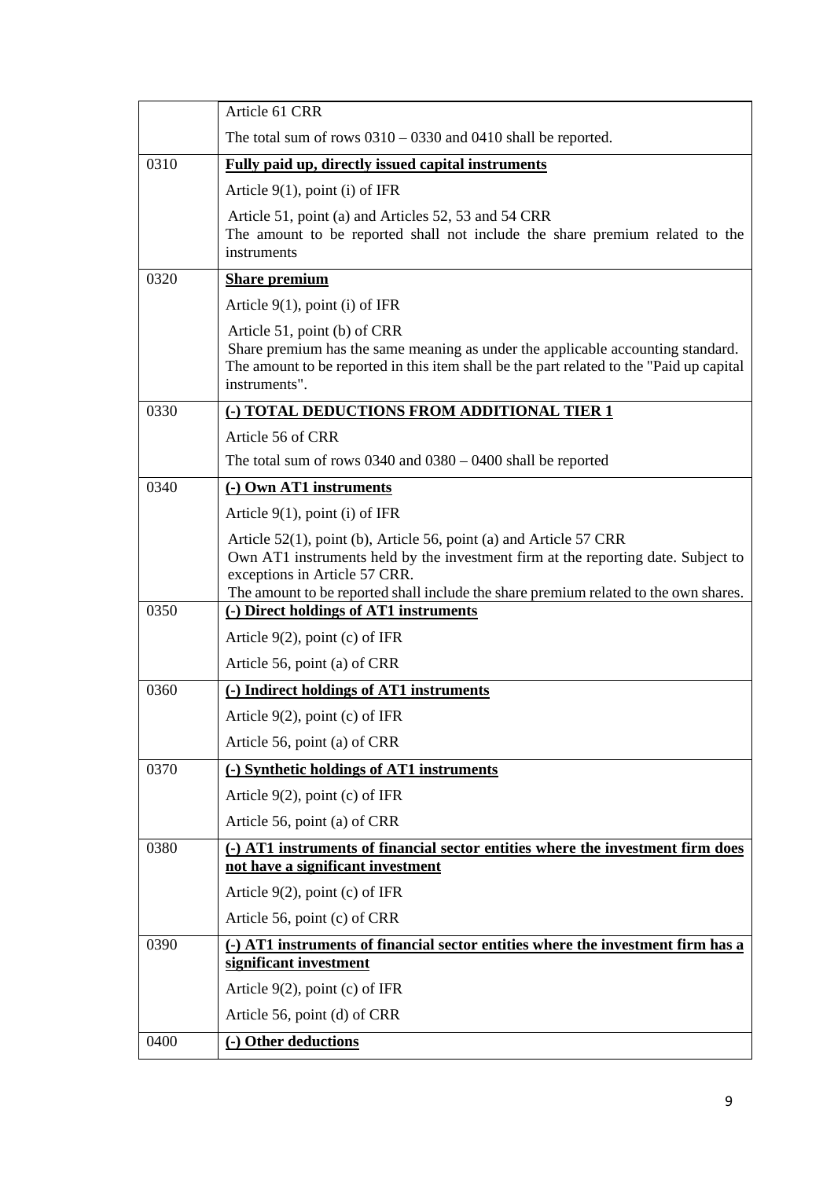| | |
|---|---|
| | Article 61 CRR<br><br>The total sum of rows 0310 – 0330 and 0410 shall be reported. |
| 0310 | **Fully paid up, directly issued capital instruments**<br><br>Article 9(1), point (i) of IFR<br><br>Article 51, point (a) and Articles 52, 53 and 54 CRR<br>The amount to be reported shall not include the share premium related to the instruments |
| 0320 | **Share premium**<br><br>Article 9(1), point (i) of IFR<br><br>Article 51, point (b) of CRR<br>Share premium has the same meaning as under the applicable accounting standard.<br>The amount to be reported in this item shall be the part related to the "Paid up capital instruments". |
| 0330 | **(-) TOTAL DEDUCTIONS FROM ADDITIONAL TIER 1**<br><br>Article 56 of CRR<br><br>The total sum of rows 0340 and 0380 – 0400 shall be reported |
| 0340 | **(-) Own AT1 instruments**<br><br>Article 9(1), point (i) of IFR<br><br>Article 52(1), point (b), Article 56, point (a) and Article 57 CRR<br>Own AT1 instruments held by the investment firm at the reporting date. Subject to exceptions in Article 57 CRR.<br>The amount to be reported shall include the share premium related to the own shares. |
| 0350 | **(-) Direct holdings of AT1 instruments**<br><br>Article 9(2), point (c) of IFR<br><br>Article 56, point (a) of CRR |
| 0360 | **(-) Indirect holdings of AT1 instruments**<br><br>Article 9(2), point (c) of IFR<br><br>Article 56, point (a) of CRR |
| 0370 | **(-) Synthetic holdings of AT1 instruments**<br><br>Article 9(2), point (c) of IFR<br><br>Article 56, point (a) of CRR |
| 0380 | **(-) AT1 instruments of financial sector entities where the investment firm does not have a significant investment**<br><br>Article 9(2), point (c) of IFR<br><br>Article 56, point (c) of CRR |
| 0390 | **(-) AT1 instruments of financial sector entities where the investment firm has a significant investment**<br><br>Article 9(2), point (c) of IFR<br><br>Article 56, point (d) of CRR |
| 0400 | **(-) Other deductions** |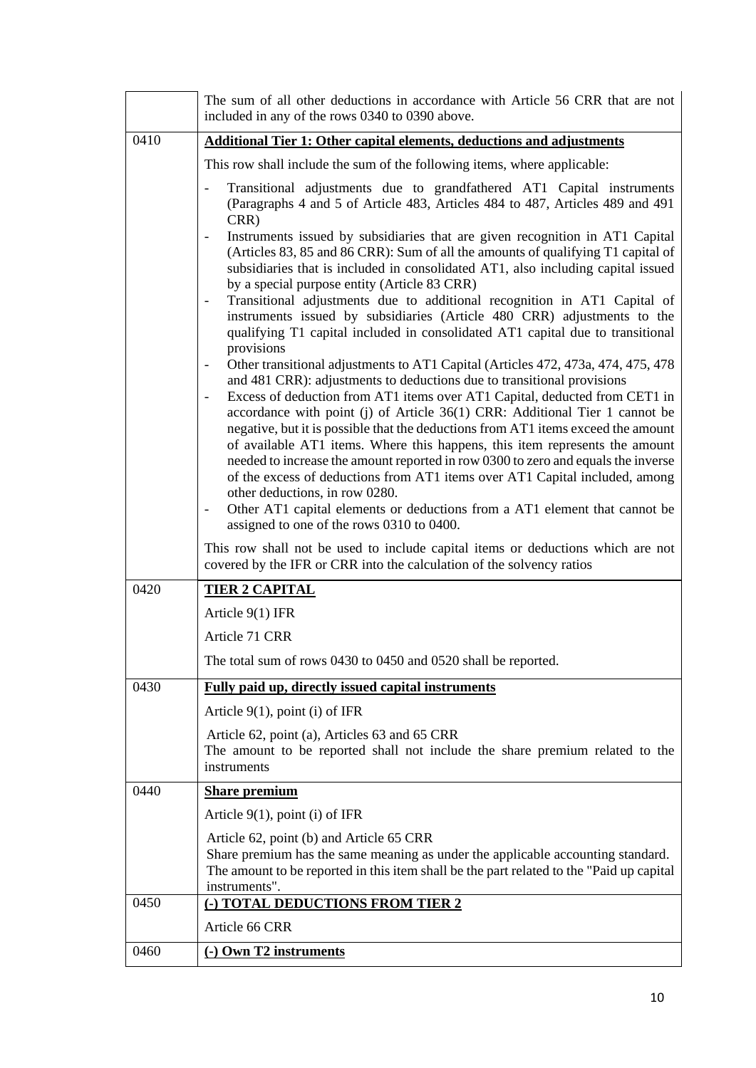| Row | Legal references and instructions |
|---|---|
| | The sum of all other deductions in accordance with Article 56 CRR that are not included in any of the rows 0340 to 0390 above. |
| 0410 | **Additional Tier 1: Other capital elements, deductions and adjustments**<br><br>This row shall include the sum of the following items, where applicable:<br><br>- Transitional adjustments due to grandfathered AT1 Capital instruments (Paragraphs 4 and 5 of Article 483, Articles 484 to 487, Articles 489 and 491 CRR)<br>- Instruments issued by subsidiaries that are given recognition in AT1 Capital (Articles 83, 85 and 86 CRR): Sum of all the amounts of qualifying T1 capital of subsidiaries that is included in consolidated AT1, also including capital issued by a special purpose entity (Article 83 CRR)<br>- Transitional adjustments due to additional recognition in AT1 Capital of instruments issued by subsidiaries (Article 480 CRR) adjustments to the qualifying T1 capital included in consolidated AT1 capital due to transitional provisions<br>- Other transitional adjustments to AT1 Capital (Articles 472, 473a, 474, 475, 478 and 481 CRR): adjustments to deductions due to transitional provisions<br>- Excess of deduction from AT1 items over AT1 Capital, deducted from CET1 in accordance with point (j) of Article 36(1) CRR: Additional Tier 1 cannot be negative, but it is possible that the deductions from AT1 items exceed the amount of available AT1 items. Where this happens, this item represents the amount needed to increase the amount reported in row 0300 to zero and equals the inverse of the excess of deductions from AT1 items over AT1 Capital included, among other deductions, in row 0280.<br>- Other AT1 capital elements or deductions from a AT1 element that cannot be assigned to one of the rows 0310 to 0400.<br><br>This row shall not be used to include capital items or deductions which are not covered by the IFR or CRR into the calculation of the solvency ratios |
| 0420 | **TIER 2 CAPITAL**<br><br>Article 9(1) IFR<br><br>Article 71 CRR<br><br>The total sum of rows 0430 to 0450 and 0520 shall be reported. |
| 0430 | **Fully paid up, directly issued capital instruments**<br><br>Article 9(1), point (i) of IFR<br><br>Article 62, point (a), Articles 63 and 65 CRR<br>The amount to be reported shall not include the share premium related to the instruments |
| 0440 | **Share premium**<br><br>Article 9(1), point (i) of IFR<br><br>Article 62, point (b) and Article 65 CRR<br>Share premium has the same meaning as under the applicable accounting standard.<br>The amount to be reported in this item shall be the part related to the "Paid up capital instruments". |
| 0450 | **(-) TOTAL DEDUCTIONS FROM TIER 2**<br><br>Article 66 CRR |
| 0460 | **(-) Own T2 instruments** |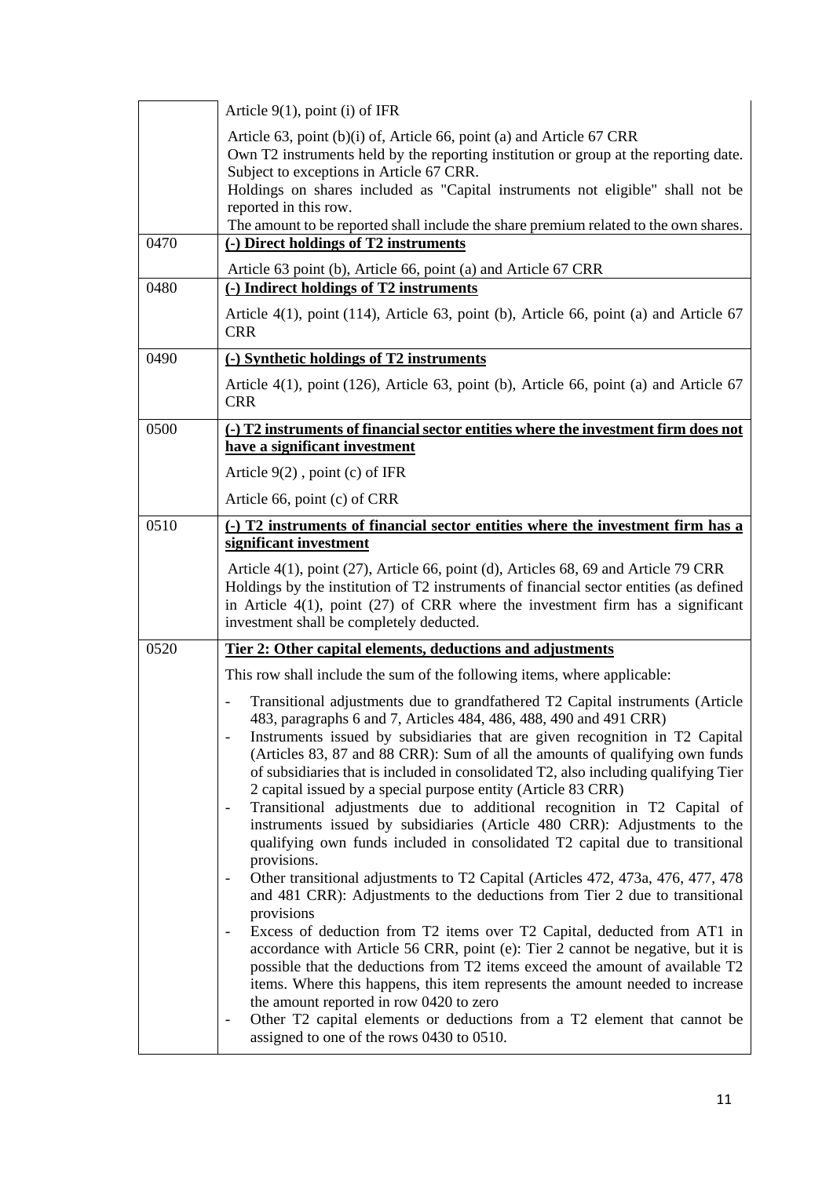| | |
|---|---|
| | Article 9(1), point (i) of IFR<br><br>Article 63, point (b)(i) of, Article 66, point (a) and Article 67 CRR<br>Own T2 instruments held by the reporting institution or group at the reporting date. Subject to exceptions in Article 67 CRR.<br>Holdings on shares included as "Capital instruments not eligible" shall not be reported in this row.<br>The amount to be reported shall include the share premium related to the own shares. |
| 0470 | **(-) Direct holdings of T2 instruments**<br><br>Article 63 point (b), Article 66, point (a) and Article 67 CRR |
| 0480 | **(-) Indirect holdings of T2 instruments**<br><br>Article 4(1), point (114), Article 63, point (b), Article 66, point (a) and Article 67 CRR |
| 0490 | **(-) Synthetic holdings of T2 instruments**<br><br>Article 4(1), point (126), Article 63, point (b), Article 66, point (a) and Article 67 CRR |
| 0500 | **(-) T2 instruments of financial sector entities where the investment firm does not have a significant investment**<br><br>Article 9(2) , point (c) of IFR<br><br>Article 66, point (c) of CRR |
| 0510 | **(-) T2 instruments of financial sector entities where the investment firm has a significant investment**<br><br>Article 4(1), point (27), Article 66, point (d), Articles 68, 69 and Article 79 CRR<br>Holdings by the institution of T2 instruments of financial sector entities (as defined in Article 4(1), point (27) of CRR where the investment firm has a significant investment shall be completely deducted. |
| 0520 | **Tier 2: Other capital elements, deductions and adjustments**<br><br>This row shall include the sum of the following items, where applicable:<br><br>- Transitional adjustments due to grandfathered T2 Capital instruments (Article 483, paragraphs 6 and 7, Articles 484, 486, 488, 490 and 491 CRR)<br>- Instruments issued by subsidiaries that are given recognition in T2 Capital (Articles 83, 87 and 88 CRR): Sum of all the amounts of qualifying own funds of subsidiaries that is included in consolidated T2, also including qualifying Tier 2 capital issued by a special purpose entity (Article 83 CRR)<br>- Transitional adjustments due to additional recognition in T2 Capital of instruments issued by subsidiaries (Article 480 CRR): Adjustments to the qualifying own funds included in consolidated T2 capital due to transitional provisions.<br>- Other transitional adjustments to T2 Capital (Articles 472, 473a, 476, 477, 478 and 481 CRR): Adjustments to the deductions from Tier 2 due to transitional provisions<br>- Excess of deduction from T2 items over T2 Capital, deducted from AT1 in accordance with Article 56 CRR, point (e): Tier 2 cannot be negative, but it is possible that the deductions from T2 items exceed the amount of available T2 items. Where this happens, this item represents the amount needed to increase the amount reported in row 0420 to zero<br>- Other T2 capital elements or deductions from a T2 element that cannot be assigned to one of the rows 0430 to 0510. |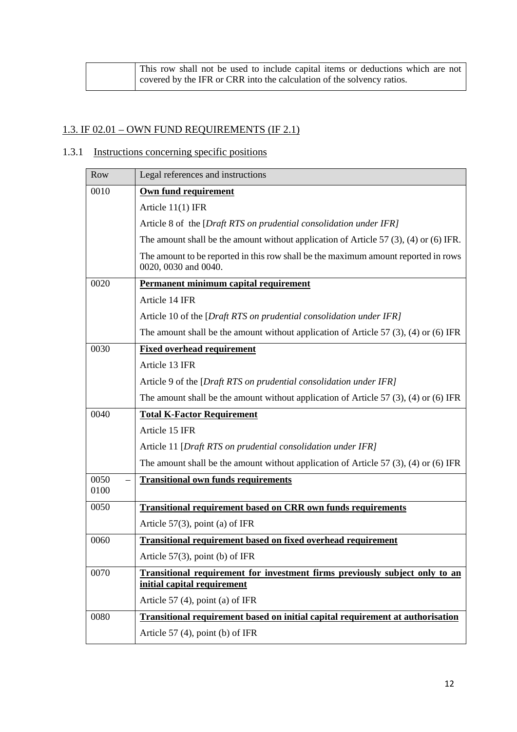| | |
|---|---|
| | This row shall not be used to include capital items or deductions which are not covered by the IFR or CRR into the calculation of the solvency ratios. |

## 1.3. IF 02.01 – OWN FUND REQUIREMENTS (IF 2.1)

### 1.3.1 Instructions concerning specific positions

| Row | Legal references and instructions |
|---|---|
| 0010 | **Own fund requirement**<br><br>Article 11(1) IFR<br><br>Article 8 of the [*Draft RTS on prudential consolidation under IFR]*<br><br>The amount shall be the amount without application of Article 57 (3), (4) or (6) IFR.<br><br>The amount to be reported in this row shall be the maximum amount reported in rows 0020, 0030 and 0040. |
| 0020 | **Permanent minimum capital requirement**<br><br>Article 14 IFR<br><br>Article 10 of the [*Draft RTS on prudential consolidation under IFR]*<br><br>The amount shall be the amount without application of Article 57 (3), (4) or (6) IFR |
| 0030 | **Fixed overhead requirement**<br><br>Article 13 IFR<br><br>Article 9 of the [*Draft RTS on prudential consolidation under IFR]*<br><br>The amount shall be the amount without application of Article 57 (3), (4) or (6) IFR |
| 0040 | **Total K-Factor Requirement**<br><br>Article 15 IFR<br><br>Article 11 [*Draft RTS on prudential consolidation under IFR]*<br><br>The amount shall be the amount without application of Article 57 (3), (4) or (6) IFR |
| 0050 – 0100 | **Transitional own funds requirements** |
| 0050 | **Transitional requirement based on CRR own funds requirements**<br><br>Article 57(3), point (a) of IFR |
| 0060 | **Transitional requirement based on fixed overhead requirement**<br><br>Article 57(3), point (b) of IFR |
| 0070 | **Transitional requirement for investment firms previously subject only to an initial capital requirement**<br><br>Article 57 (4), point (a) of IFR |
| 0080 | **Transitional requirement based on initial capital requirement at authorisation**<br><br>Article 57 (4), point (b) of IFR |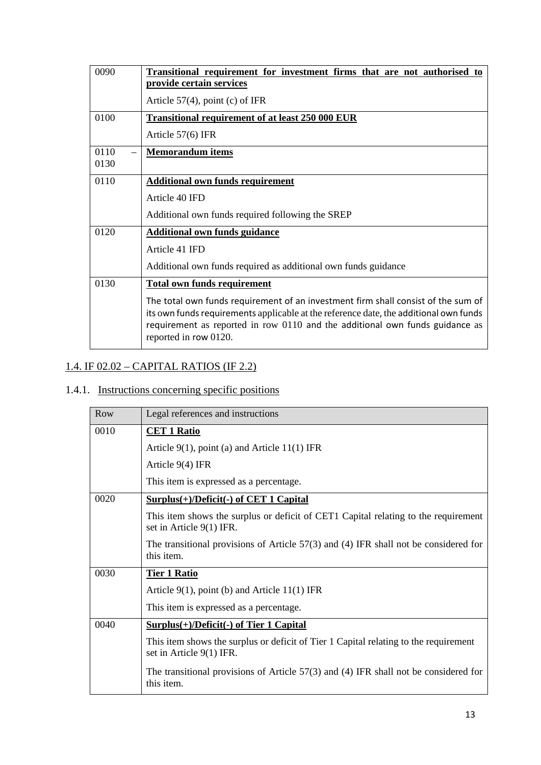| | |
|---|---|
| 0090 | **Transitional requirement for investment firms that are not authorised to provide certain services**<br><br>Article 57(4), point (c) of IFR |
| 0100 | **Transitional requirement of at least 250 000 EUR**<br><br>Article 57(6) IFR |
| 0110 – 0130 | **Memorandum items** |
| 0110 | **Additional own funds requirement**<br><br>Article 40 IFD<br><br>Additional own funds required following the SREP |
| 0120 | **Additional own funds guidance**<br><br>Article 41 IFD<br><br>Additional own funds required as additional own funds guidance |
| 0130 | **Total own funds requirement**<br><br>The total own funds requirement of an investment firm shall consist of the sum of its own funds requirements applicable at the reference date, the additional own funds requirement as reported in row 0110 and the additional own funds guidance as reported in row 0120. |

## 1.4. IF 02.02 – CAPITAL RATIOS (IF 2.2)

### 1.4.1. Instructions concerning specific positions

| Row | Legal references and instructions |
|---|---|
| 0010 | **CET 1 Ratio**<br><br>Article 9(1), point (a) and Article 11(1) IFR<br><br>Article 9(4) IFR<br><br>This item is expressed as a percentage. |
| 0020 | **Surplus(+)/Deficit(-) of CET 1 Capital**<br><br>This item shows the surplus or deficit of CET1 Capital relating to the requirement set in Article 9(1) IFR.<br><br>The transitional provisions of Article 57(3) and (4) IFR shall not be considered for this item. |
| 0030 | **Tier 1 Ratio**<br><br>Article 9(1), point (b) and Article 11(1) IFR<br><br>This item is expressed as a percentage. |
| 0040 | **Surplus(+)/Deficit(-) of Tier 1 Capital**<br><br>This item shows the surplus or deficit of Tier 1 Capital relating to the requirement set in Article 9(1) IFR.<br><br>The transitional provisions of Article 57(3) and (4) IFR shall not be considered for this item. |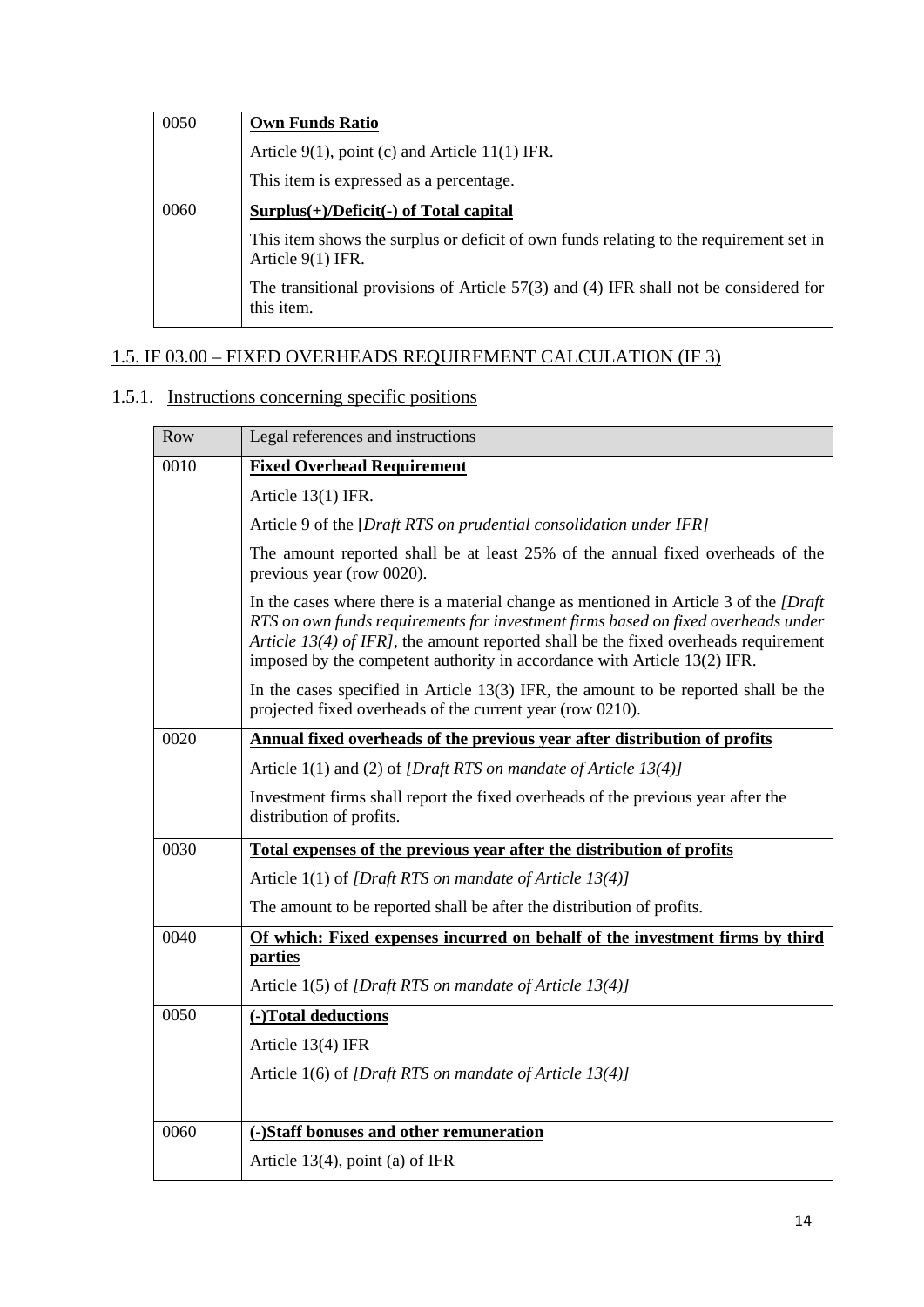| | |
|---|---|
| 0050 | **Own Funds Ratio**<br><br>Article 9(1), point (c) and Article 11(1) IFR.<br><br>This item is expressed as a percentage. |
| 0060 | **Surplus(+)/Deficit(-) of Total capital**<br><br>This item shows the surplus or deficit of own funds relating to the requirement set in Article 9(1) IFR.<br><br>The transitional provisions of Article 57(3) and (4) IFR shall not be considered for this item. |

## 1.5. IF 03.00 – FIXED OVERHEADS REQUIREMENT CALCULATION (IF 3)

### 1.5.1. Instructions concerning specific positions

| Row | Legal references and instructions |
|---|---|
| 0010 | **Fixed Overhead Requirement**<br><br>Article 13(1) IFR.<br><br>Article 9 of the [*Draft RTS on prudential consolidation under IFR]*<br><br>The amount reported shall be at least 25% of the annual fixed overheads of the previous year (row 0020).<br><br>In the cases where there is a material change as mentioned in Article 3 of the *[Draft RTS on own funds requirements for investment firms based on fixed overheads under Article 13(4) of IFR]*, the amount reported shall be the fixed overheads requirement imposed by the competent authority in accordance with Article 13(2) IFR.<br><br>In the cases specified in Article 13(3) IFR, the amount to be reported shall be the projected fixed overheads of the current year (row 0210). |
| 0020 | **Annual fixed overheads of the previous year after distribution of profits**<br><br>Article 1(1) and (2) of *[Draft RTS on mandate of Article 13(4)]*<br><br>Investment firms shall report the fixed overheads of the previous year after the distribution of profits. |
| 0030 | **Total expenses of the previous year after the distribution of profits**<br><br>Article 1(1) of *[Draft RTS on mandate of Article 13(4)]*<br><br>The amount to be reported shall be after the distribution of profits. |
| 0040 | **Of which: Fixed expenses incurred on behalf of the investment firms by third parties**<br><br>Article 1(5) of *[Draft RTS on mandate of Article 13(4)]* |
| 0050 | **(-)Total deductions**<br><br>Article 13(4) IFR<br><br>Article 1(6) of *[Draft RTS on mandate of Article 13(4)]* |
| 0060 | **(-)Staff bonuses and other remuneration**<br><br>Article 13(4), point (a) of IFR |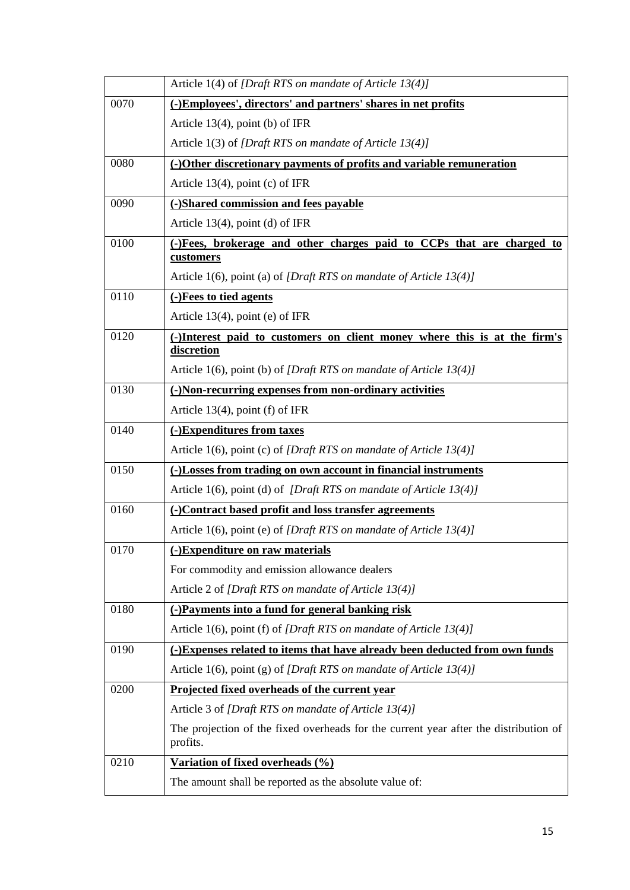| | |
|---|---|
| | Article 1(4) of *[Draft RTS on mandate of Article 13(4)]* |
| 0070 | **(-)Employees', directors' and partners' shares in net profits**<br>Article 13(4), point (b) of IFR<br>Article 1(3) of *[Draft RTS on mandate of Article 13(4)]* |
| 0080 | **(-)Other discretionary payments of profits and variable remuneration**<br>Article 13(4), point (c) of IFR |
| 0090 | **(-)Shared commission and fees payable**<br>Article 13(4), point (d) of IFR |
| 0100 | **(-)Fees, brokerage and other charges paid to CCPs that are charged to customers**<br>Article 1(6), point (a) of *[Draft RTS on mandate of Article 13(4)]* |
| 0110 | **(-)Fees to tied agents**<br>Article 13(4), point (e) of IFR |
| 0120 | **(-)Interest paid to customers on client money where this is at the firm's discretion**<br>Article 1(6), point (b) of *[Draft RTS on mandate of Article 13(4)]* |
| 0130 | **(-)Non-recurring expenses from non-ordinary activities**<br>Article 13(4), point (f) of IFR |
| 0140 | **(-)Expenditures from taxes**<br>Article 1(6), point (c) of *[Draft RTS on mandate of Article 13(4)]* |
| 0150 | **(-)Losses from trading on own account in financial instruments**<br>Article 1(6), point (d) of *[Draft RTS on mandate of Article 13(4)]* |
| 0160 | **(-)Contract based profit and loss transfer agreements**<br>Article 1(6), point (e) of *[Draft RTS on mandate of Article 13(4)]* |
| 0170 | **(-)Expenditure on raw materials**<br>For commodity and emission allowance dealers<br>Article 2 of *[Draft RTS on mandate of Article 13(4)]* |
| 0180 | **(-)Payments into a fund for general banking risk**<br>Article 1(6), point (f) of *[Draft RTS on mandate of Article 13(4)]* |
| 0190 | **(-)Expenses related to items that have already been deducted from own funds**<br>Article 1(6), point (g) of *[Draft RTS on mandate of Article 13(4)]* |
| 0200 | **Projected fixed overheads of the current year**<br>Article 3 of *[Draft RTS on mandate of Article 13(4)]*<br>The projection of the fixed overheads for the current year after the distribution of profits. |
| 0210 | **Variation of fixed overheads (%)**<br>The amount shall be reported as the absolute value of: |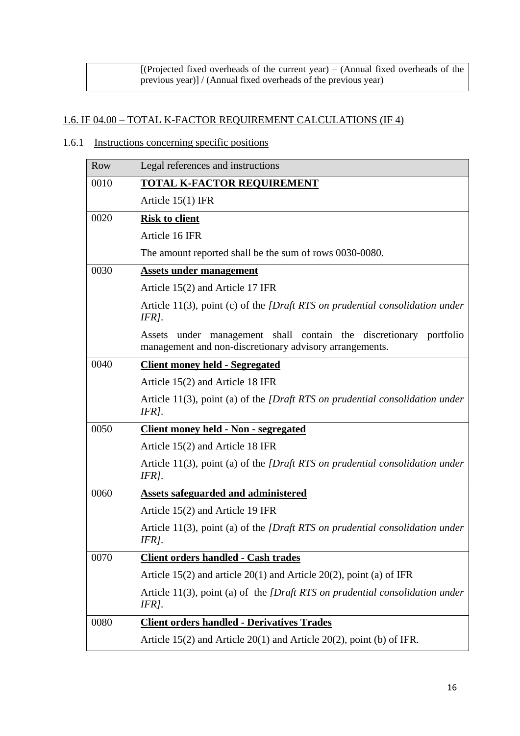| | [(Projected fixed overheads of the current year) – (Annual fixed overheads of the previous year)] / (Annual fixed overheads of the previous year) |
|---|---|

## 1.6. IF 04.00 – TOTAL K-FACTOR REQUIREMENT CALCULATIONS (IF 4)

### 1.6.1 Instructions concerning specific positions

| Row | Legal references and instructions |
|---|---|
| 0010 | **TOTAL K-FACTOR REQUIREMENT**<br><br>Article 15(1) IFR |
| 0020 | **Risk to client**<br><br>Article 16 IFR<br><br>The amount reported shall be the sum of rows 0030-0080. |
| 0030 | **Assets under management**<br><br>Article 15(2) and Article 17 IFR<br><br>Article 11(3), point (c) of the *[Draft RTS on prudential consolidation under IFR]*.<br><br>Assets under management shall contain the discretionary portfolio management and non-discretionary advisory arrangements. |
| 0040 | **Client money held - Segregated**<br><br>Article 15(2) and Article 18 IFR<br><br>Article 11(3), point (a) of the *[Draft RTS on prudential consolidation under IFR]*. |
| 0050 | **Client money held - Non - segregated**<br><br>Article 15(2) and Article 18 IFR<br><br>Article 11(3), point (a) of the *[Draft RTS on prudential consolidation under IFR]*. |
| 0060 | **Assets safeguarded and administered**<br><br>Article 15(2) and Article 19 IFR<br><br>Article 11(3), point (a) of the *[Draft RTS on prudential consolidation under IFR]*. |
| 0070 | **Client orders handled - Cash trades**<br><br>Article 15(2) and article 20(1) and Article 20(2), point (a) of IFR<br><br>Article 11(3), point (a) of the *[Draft RTS on prudential consolidation under IFR]*. |
| 0080 | **Client orders handled - Derivatives Trades**<br><br>Article 15(2) and Article 20(1) and Article 20(2), point (b) of IFR. |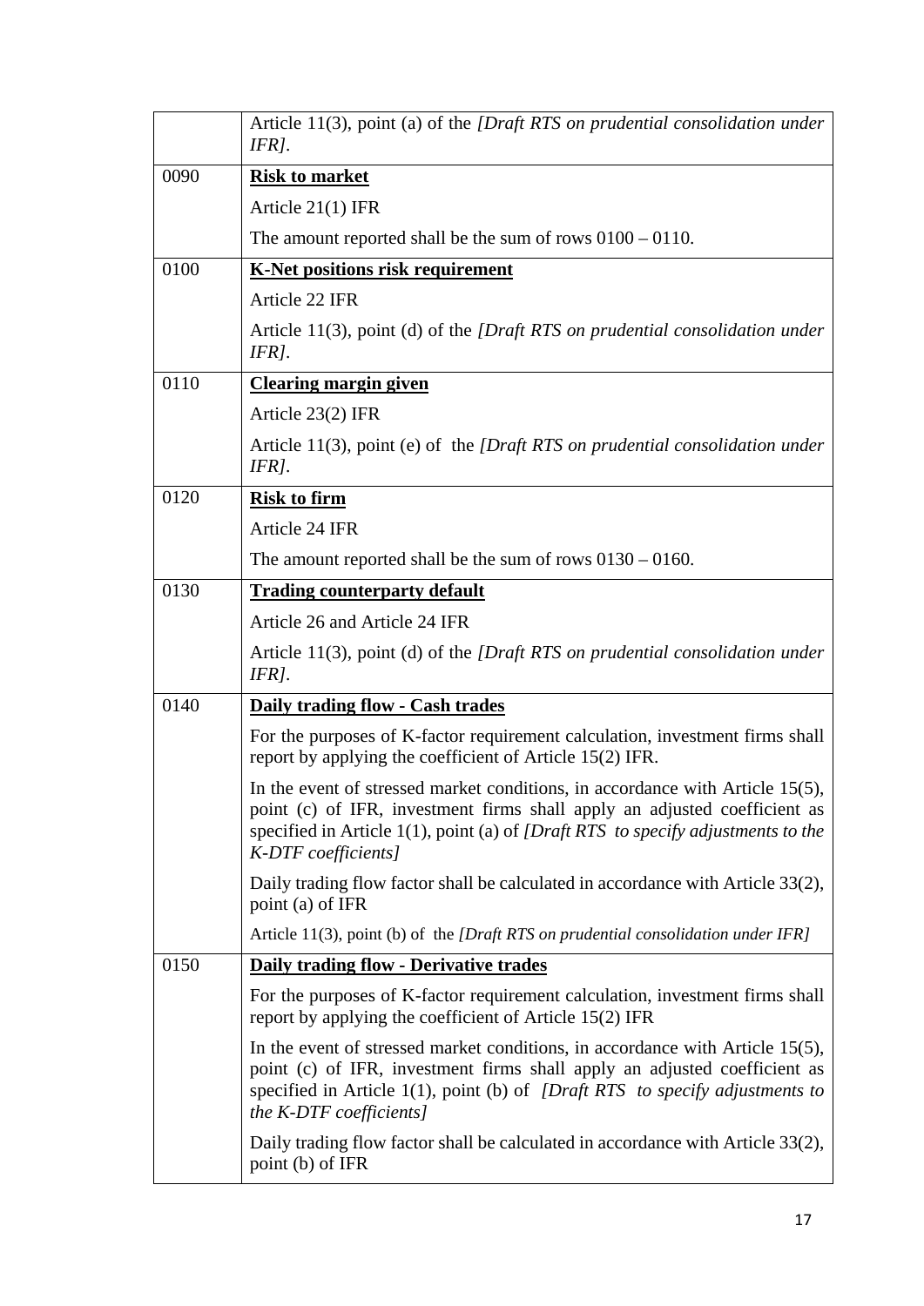| | |
|---|---|
| | Article 11(3), point (a) of the *[Draft RTS on prudential consolidation under IFR]*. |
| 0090 | **Risk to market**<br><br>Article 21(1) IFR<br><br>The amount reported shall be the sum of rows 0100 – 0110. |
| 0100 | **K-Net positions risk requirement**<br><br>Article 22 IFR<br><br>Article 11(3), point (d) of the *[Draft RTS on prudential consolidation under IFR]*. |
| 0110 | **Clearing margin given**<br><br>Article 23(2) IFR<br><br>Article 11(3), point (e) of the *[Draft RTS on prudential consolidation under IFR]*. |
| 0120 | **Risk to firm**<br><br>Article 24 IFR<br><br>The amount reported shall be the sum of rows 0130 – 0160. |
| 0130 | **Trading counterparty default**<br><br>Article 26 and Article 24 IFR<br><br>Article 11(3), point (d) of the *[Draft RTS on prudential consolidation under IFR]*. |
| 0140 | **Daily trading flow - Cash trades**<br><br>For the purposes of K-factor requirement calculation, investment firms shall report by applying the coefficient of Article 15(2) IFR.<br><br>In the event of stressed market conditions, in accordance with Article 15(5), point (c) of IFR, investment firms shall apply an adjusted coefficient as specified in Article 1(1), point (a) of *[Draft RTS to specify adjustments to the K-DTF coefficients]*<br><br>Daily trading flow factor shall be calculated in accordance with Article 33(2), point (a) of IFR<br><br>Article 11(3), point (b) of the *[Draft RTS on prudential consolidation under IFR]* |
| 0150 | **Daily trading flow - Derivative trades**<br><br>For the purposes of K-factor requirement calculation, investment firms shall report by applying the coefficient of Article 15(2) IFR<br><br>In the event of stressed market conditions, in accordance with Article 15(5), point (c) of IFR, investment firms shall apply an adjusted coefficient as specified in Article 1(1), point (b) of *[Draft RTS to specify adjustments to the K-DTF coefficients]*<br><br>Daily trading flow factor shall be calculated in accordance with Article 33(2), point (b) of IFR |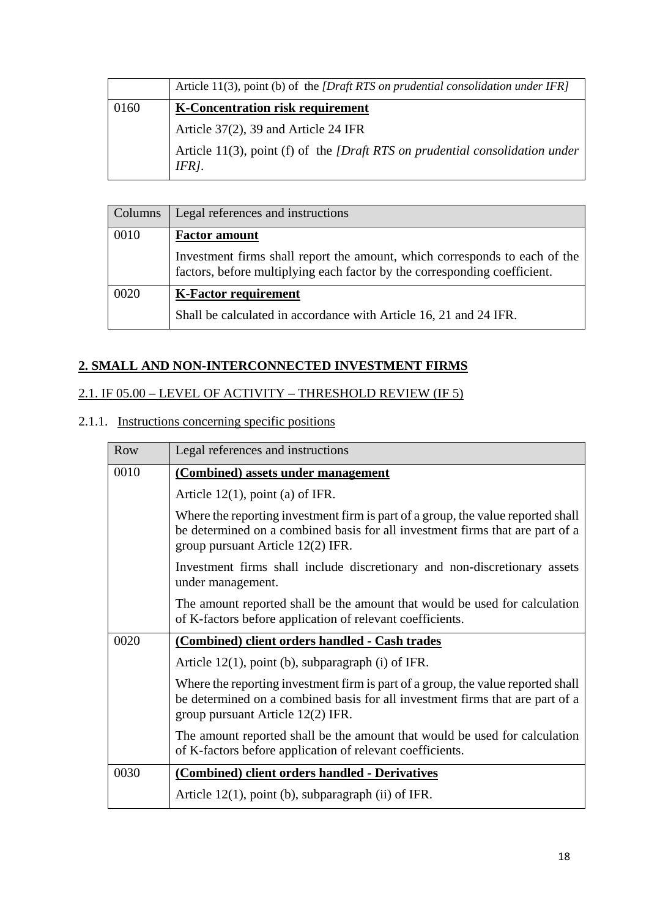| | |
|---|---|
| | Article 11(3), point (b) of the *[Draft RTS on prudential consolidation under IFR]* |
| 0160 | **K-Concentration risk requirement**<br><br>Article 37(2), 39 and Article 24 IFR<br><br>Article 11(3), point (f) of the *[Draft RTS on prudential consolidation under IFR]*. |

| Columns | Legal references and instructions |
|---|---|
| 0010 | **Factor amount**<br><br>Investment firms shall report the amount, which corresponds to each of the factors, before multiplying each factor by the corresponding coefficient. |
| 0020 | **K-Factor requirement**<br><br>Shall be calculated in accordance with Article 16, 21 and 24 IFR. |

## 2. SMALL AND NON-INTERCONNECTED INVESTMENT FIRMS

### 2.1. IF 05.00 – LEVEL OF ACTIVITY – THRESHOLD REVIEW (IF 5)

#### 2.1.1. Instructions concerning specific positions

| Row | Legal references and instructions |
|---|---|
| 0010 | **(Combined) assets under management**<br><br>Article 12(1), point (a) of IFR.<br><br>Where the reporting investment firm is part of a group, the value reported shall be determined on a combined basis for all investment firms that are part of a group pursuant Article 12(2) IFR.<br><br>Investment firms shall include discretionary and non-discretionary assets under management.<br><br>The amount reported shall be the amount that would be used for calculation of K-factors before application of relevant coefficients. |
| 0020 | **(Combined) client orders handled - Cash trades**<br><br>Article 12(1), point (b), subparagraph (i) of IFR.<br><br>Where the reporting investment firm is part of a group, the value reported shall be determined on a combined basis for all investment firms that are part of a group pursuant Article 12(2) IFR.<br><br>The amount reported shall be the amount that would be used for calculation of K-factors before application of relevant coefficients. |
| 0030 | **(Combined) client orders handled - Derivatives**<br><br>Article 12(1), point (b), subparagraph (ii) of IFR. |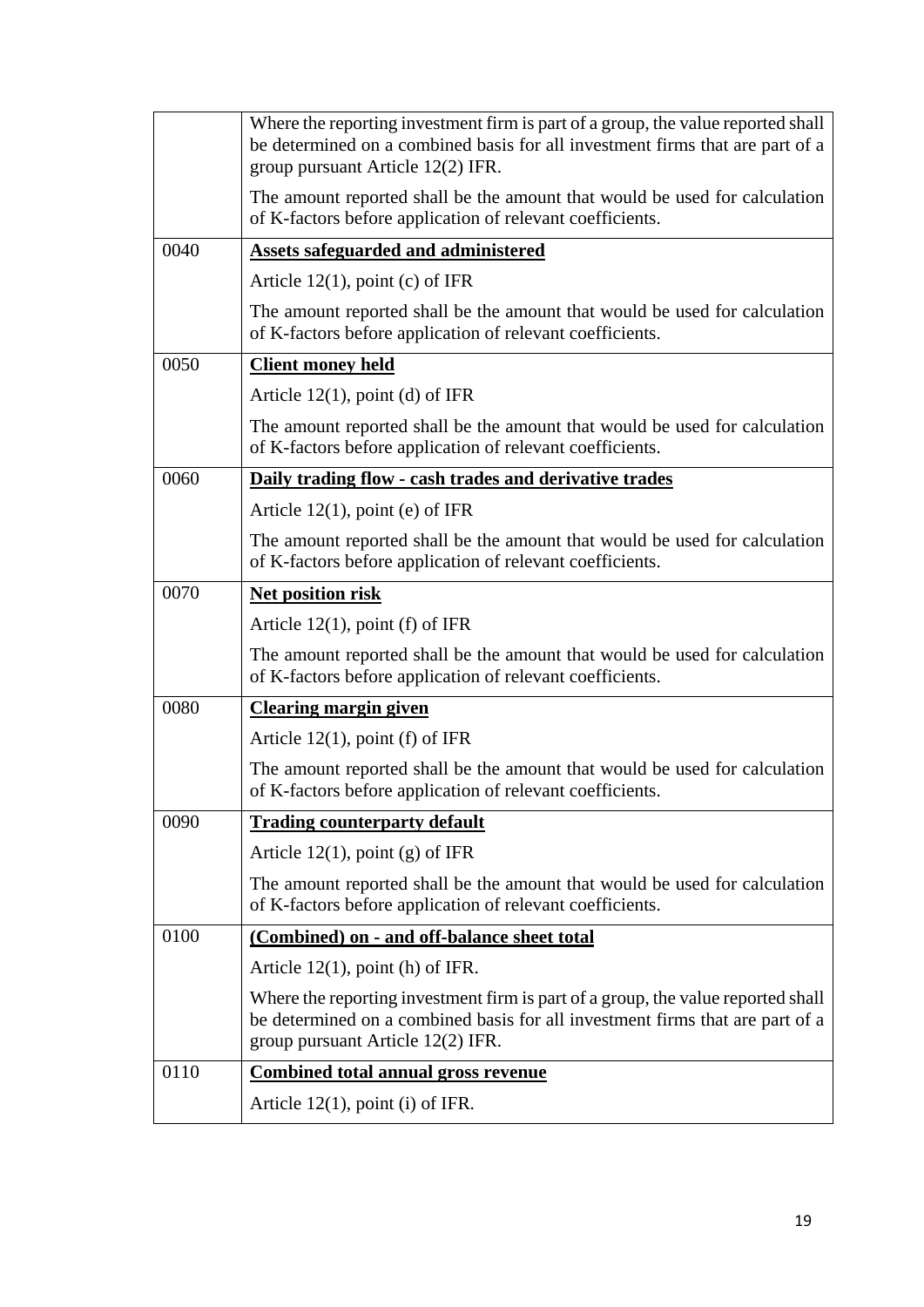| | |
|---|---|
| | Where the reporting investment firm is part of a group, the value reported shall be determined on a combined basis for all investment firms that are part of a group pursuant Article 12(2) IFR.<br><br>The amount reported shall be the amount that would be used for calculation of K-factors before application of relevant coefficients. |
| 0040 | **Assets safeguarded and administered**<br><br>Article 12(1), point (c) of IFR<br><br>The amount reported shall be the amount that would be used for calculation of K-factors before application of relevant coefficients. |
| 0050 | **Client money held**<br><br>Article 12(1), point (d) of IFR<br><br>The amount reported shall be the amount that would be used for calculation of K-factors before application of relevant coefficients. |
| 0060 | **Daily trading flow - cash trades and derivative trades**<br><br>Article 12(1), point (e) of IFR<br><br>The amount reported shall be the amount that would be used for calculation of K-factors before application of relevant coefficients. |
| 0070 | **Net position risk**<br><br>Article 12(1), point (f) of IFR<br><br>The amount reported shall be the amount that would be used for calculation of K-factors before application of relevant coefficients. |
| 0080 | **Clearing margin given**<br><br>Article 12(1), point (f) of IFR<br><br>The amount reported shall be the amount that would be used for calculation of K-factors before application of relevant coefficients. |
| 0090 | **Trading counterparty default**<br><br>Article 12(1), point (g) of IFR<br><br>The amount reported shall be the amount that would be used for calculation of K-factors before application of relevant coefficients. |
| 0100 | **(Combined) on - and off-balance sheet total**<br><br>Article 12(1), point (h) of IFR.<br><br>Where the reporting investment firm is part of a group, the value reported shall be determined on a combined basis for all investment firms that are part of a group pursuant Article 12(2) IFR. |
| 0110 | **Combined total annual gross revenue**<br><br>Article 12(1), point (i) of IFR. |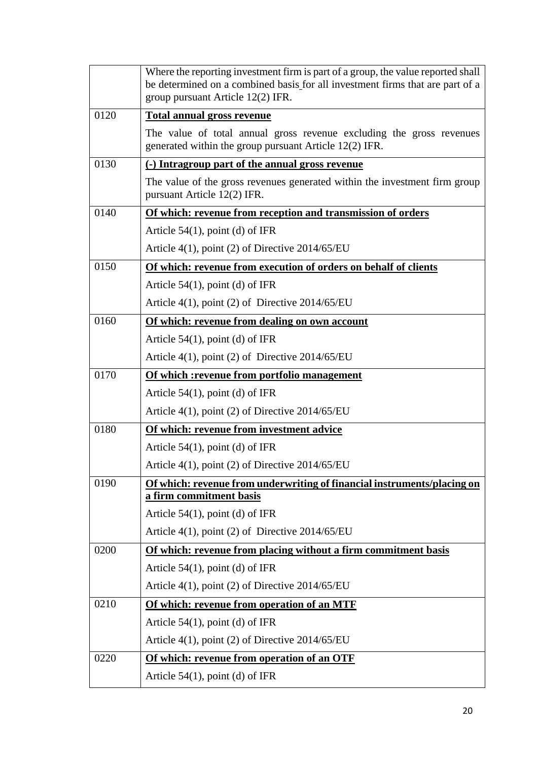| | |
|---|---|
| | Where the reporting investment firm is part of a group, the value reported shall be determined on a combined basis for all investment firms that are part of a group pursuant Article 12(2) IFR. |
| 0120 | **Total annual gross revenue**<br><br>The value of total annual gross revenue excluding the gross revenues generated within the group pursuant Article 12(2) IFR. |
| 0130 | **(-) Intragroup part of the annual gross revenue**<br><br>The value of the gross revenues generated within the investment firm group pursuant Article 12(2) IFR. |
| 0140 | **Of which: revenue from reception and transmission of orders**<br><br>Article 54(1), point (d) of IFR<br><br>Article 4(1), point (2) of Directive 2014/65/EU |
| 0150 | **Of which: revenue from execution of orders on behalf of clients**<br><br>Article 54(1), point (d) of IFR<br><br>Article 4(1), point (2) of Directive 2014/65/EU |
| 0160 | **Of which: revenue from dealing on own account**<br><br>Article 54(1), point (d) of IFR<br><br>Article 4(1), point (2) of Directive 2014/65/EU |
| 0170 | **Of which :revenue from portfolio management**<br><br>Article 54(1), point (d) of IFR<br><br>Article 4(1), point (2) of Directive 2014/65/EU |
| 0180 | **Of which: revenue from investment advice**<br><br>Article 54(1), point (d) of IFR<br><br>Article 4(1), point (2) of Directive 2014/65/EU |
| 0190 | **Of which: revenue from underwriting of financial instruments/placing on a firm commitment basis**<br><br>Article 54(1), point (d) of IFR<br><br>Article 4(1), point (2) of Directive 2014/65/EU |
| 0200 | **Of which: revenue from placing without a firm commitment basis**<br><br>Article 54(1), point (d) of IFR<br><br>Article 4(1), point (2) of Directive 2014/65/EU |
| 0210 | **Of which: revenue from operation of an MTF**<br><br>Article 54(1), point (d) of IFR<br><br>Article 4(1), point (2) of Directive 2014/65/EU |
| 0220 | **Of which: revenue from operation of an OTF**<br><br>Article 54(1), point (d) of IFR |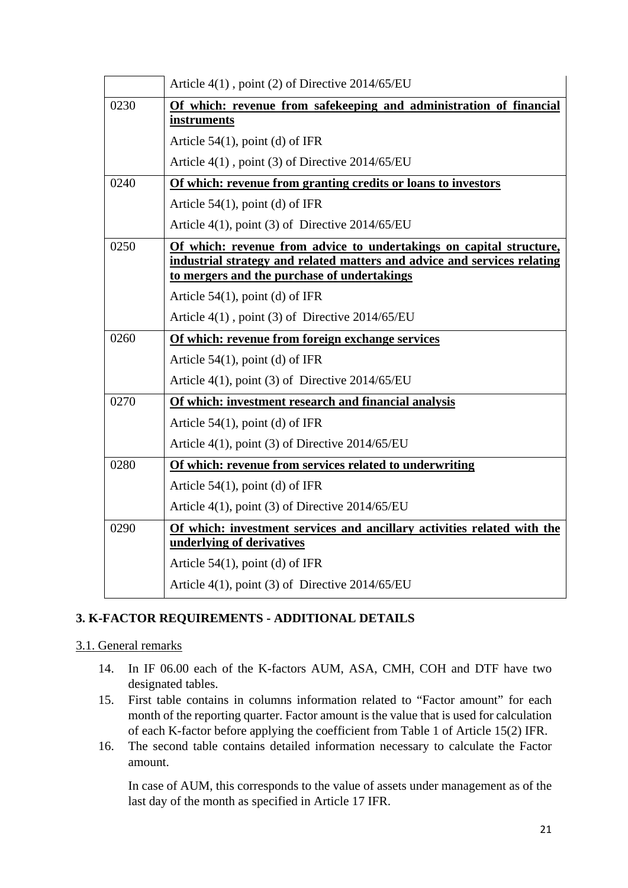| | |
|---|---|
| | Article 4(1) , point (2) of Directive 2014/65/EU |
| 0230 | **Of which: revenue from safekeeping and administration of financial instruments**<br>Article 54(1), point (d) of IFR<br>Article 4(1) , point (3) of Directive 2014/65/EU |
| 0240 | **Of which: revenue from granting credits or loans to investors**<br>Article 54(1), point (d) of IFR<br>Article 4(1), point (3) of Directive 2014/65/EU |
| 0250 | **Of which: revenue from advice to undertakings on capital structure, industrial strategy and related matters and advice and services relating to mergers and the purchase of undertakings**<br>Article 54(1), point (d) of IFR<br>Article 4(1) , point (3) of Directive 2014/65/EU |
| 0260 | **Of which: revenue from foreign exchange services**<br>Article 54(1), point (d) of IFR<br>Article 4(1), point (3) of Directive 2014/65/EU |
| 0270 | **Of which: investment research and financial analysis**<br>Article 54(1), point (d) of IFR<br>Article 4(1), point (3) of Directive 2014/65/EU |
| 0280 | **Of which: revenue from services related to underwriting**<br>Article 54(1), point (d) of IFR<br>Article 4(1), point (3) of Directive 2014/65/EU |
| 0290 | **Of which: investment services and ancillary activities related with the underlying of derivatives**<br>Article 54(1), point (d) of IFR<br>Article 4(1), point (3) of Directive 2014/65/EU |

## 3. K-FACTOR REQUIREMENTS - ADDITIONAL DETAILS

### 3.1. General remarks

14. In IF 06.00 each of the K-factors AUM, ASA, CMH, COH and DTF have two designated tables.
15. First table contains in columns information related to "Factor amount" for each month of the reporting quarter. Factor amount is the value that is used for calculation of each K-factor before applying the coefficient from Table 1 of Article 15(2) IFR.
16. The second table contains detailed information necessary to calculate the Factor amount.

    In case of AUM, this corresponds to the value of assets under management as of the last day of the month as specified in Article 17 IFR.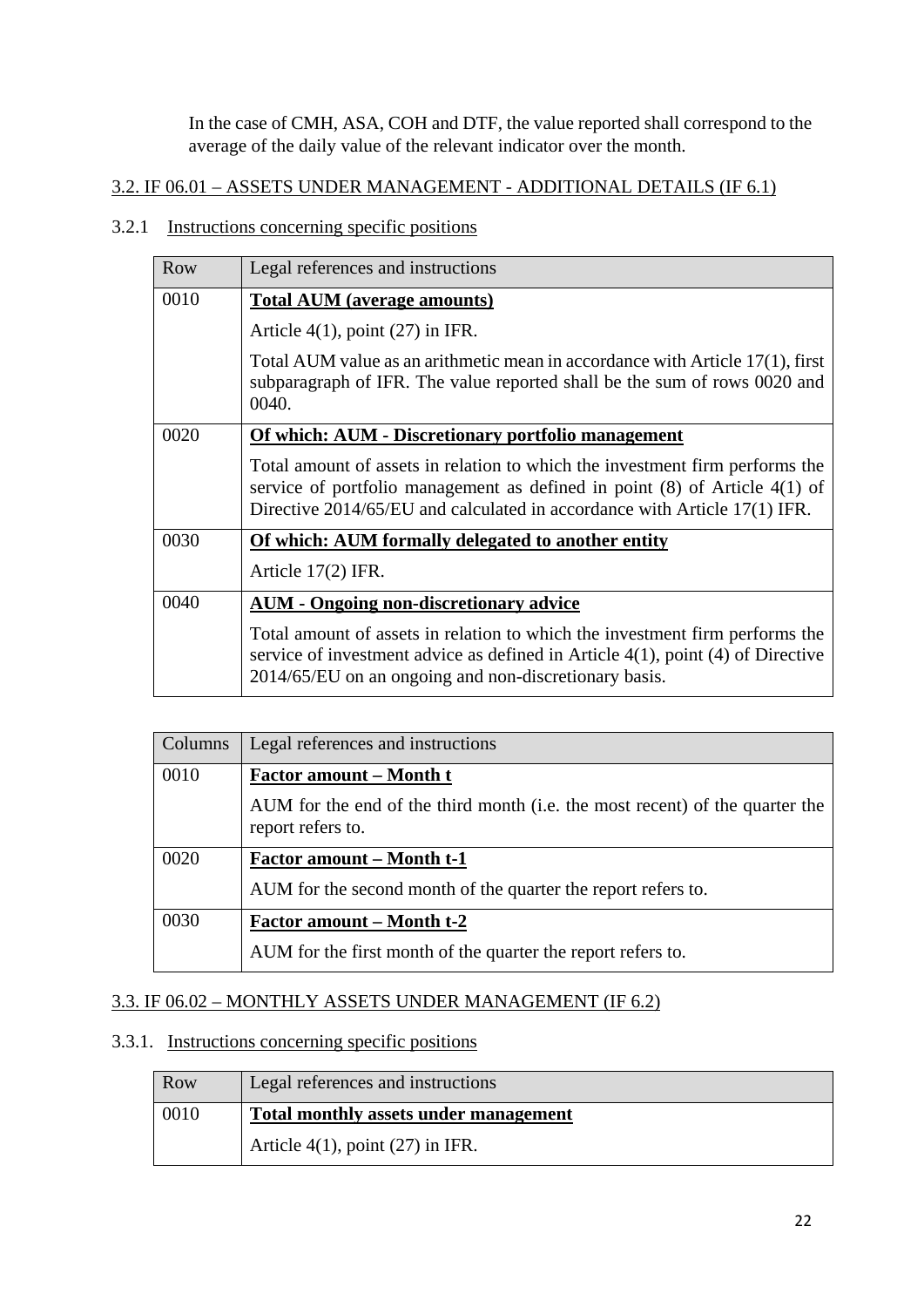In the case of CMH, ASA, COH and DTF, the value reported shall correspond to the average of the daily value of the relevant indicator over the month.

## 3.2. IF 06.01 – ASSETS UNDER MANAGEMENT - ADDITIONAL DETAILS (IF 6.1)

### 3.2.1 Instructions concerning specific positions

| Row | Legal references and instructions |
| --- | --- |
| 0010 | **Total AUM (average amounts)**<br><br>Article 4(1), point (27) in IFR.<br><br>Total AUM value as an arithmetic mean in accordance with Article 17(1), first subparagraph of IFR. The value reported shall be the sum of rows 0020 and 0040. |
| 0020 | **Of which: AUM - Discretionary portfolio management**<br><br>Total amount of assets in relation to which the investment firm performs the service of portfolio management as defined in point (8) of Article 4(1) of Directive 2014/65/EU and calculated in accordance with Article 17(1) IFR. |
| 0030 | **Of which: AUM formally delegated to another entity**<br><br>Article 17(2) IFR. |
| 0040 | **AUM - Ongoing non-discretionary advice**<br><br>Total amount of assets in relation to which the investment firm performs the service of investment advice as defined in Article 4(1), point (4) of Directive 2014/65/EU on an ongoing and non-discretionary basis. |

| Columns | Legal references and instructions |
| --- | --- |
| 0010 | **Factor amount – Month t**<br><br>AUM for the end of the third month (i.e. the most recent) of the quarter the report refers to. |
| 0020 | **Factor amount – Month t-1**<br><br>AUM for the second month of the quarter the report refers to. |
| 0030 | **Factor amount – Month t-2**<br><br>AUM for the first month of the quarter the report refers to. |

## 3.3. IF 06.02 – MONTHLY ASSETS UNDER MANAGEMENT (IF 6.2)

### 3.3.1. Instructions concerning specific positions

| Row | Legal references and instructions |
| --- | --- |
| 0010 | **Total monthly assets under management**<br><br>Article 4(1), point (27) in IFR. |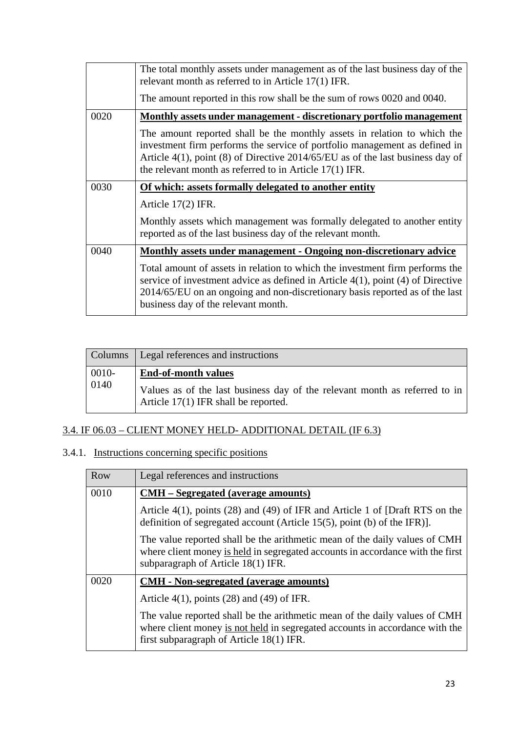| | |
|---|---|
| | The total monthly assets under management as of the last business day of the relevant month as referred to in Article 17(1) IFR.<br><br>The amount reported in this row shall be the sum of rows 0020 and 0040. |
| 0020 | **<u>Monthly assets under management - discretionary portfolio management</u>**<br><br>The amount reported shall be the monthly assets in relation to which the investment firm performs the service of portfolio management as defined in Article 4(1), point (8) of Directive 2014/65/EU as of the last business day of the relevant month as referred to in Article 17(1) IFR. |
| 0030 | **<u>Of which: assets formally delegated to another entity</u>**<br><br>Article 17(2) IFR.<br><br>Monthly assets which management was formally delegated to another entity reported as of the last business day of the relevant month. |
| 0040 | **<u>Monthly assets under management - Ongoing non-discretionary advice</u>**<br><br>Total amount of assets in relation to which the investment firm performs the service of investment advice as defined in Article 4(1), point (4) of Directive 2014/65/EU on an ongoing and non-discretionary basis reported as of the last business day of the relevant month. |

| Columns | Legal references and instructions |
|---|---|
| 0010-0140 | **<u>End-of-month values</u>**<br><br>Values as of the last business day of the relevant month as referred to in Article 17(1) IFR shall be reported. |

## 3.4. IF 06.03 – CLIENT MONEY HELD- ADDITIONAL DETAIL (IF 6.3)

### 3.4.1. Instructions concerning specific positions

| Row | Legal references and instructions |
|---|---|
| 0010 | **<u>CMH – Segregated (average amounts)</u>**<br><br>Article 4(1), points (28) and (49) of IFR and Article 1 of [Draft RTS on the definition of segregated account (Article 15(5), point (b) of the IFR)].<br><br>The value reported shall be the arithmetic mean of the daily values of CMH where client money <u>is held</u> in segregated accounts in accordance with the first subparagraph of Article 18(1) IFR. |
| 0020 | **<u>CMH - Non-segregated (average amounts)</u>**<br><br>Article 4(1), points (28) and (49) of IFR.<br><br>The value reported shall be the arithmetic mean of the daily values of CMH where client money <u>is not held</u> in segregated accounts in accordance with the first subparagraph of Article 18(1) IFR. |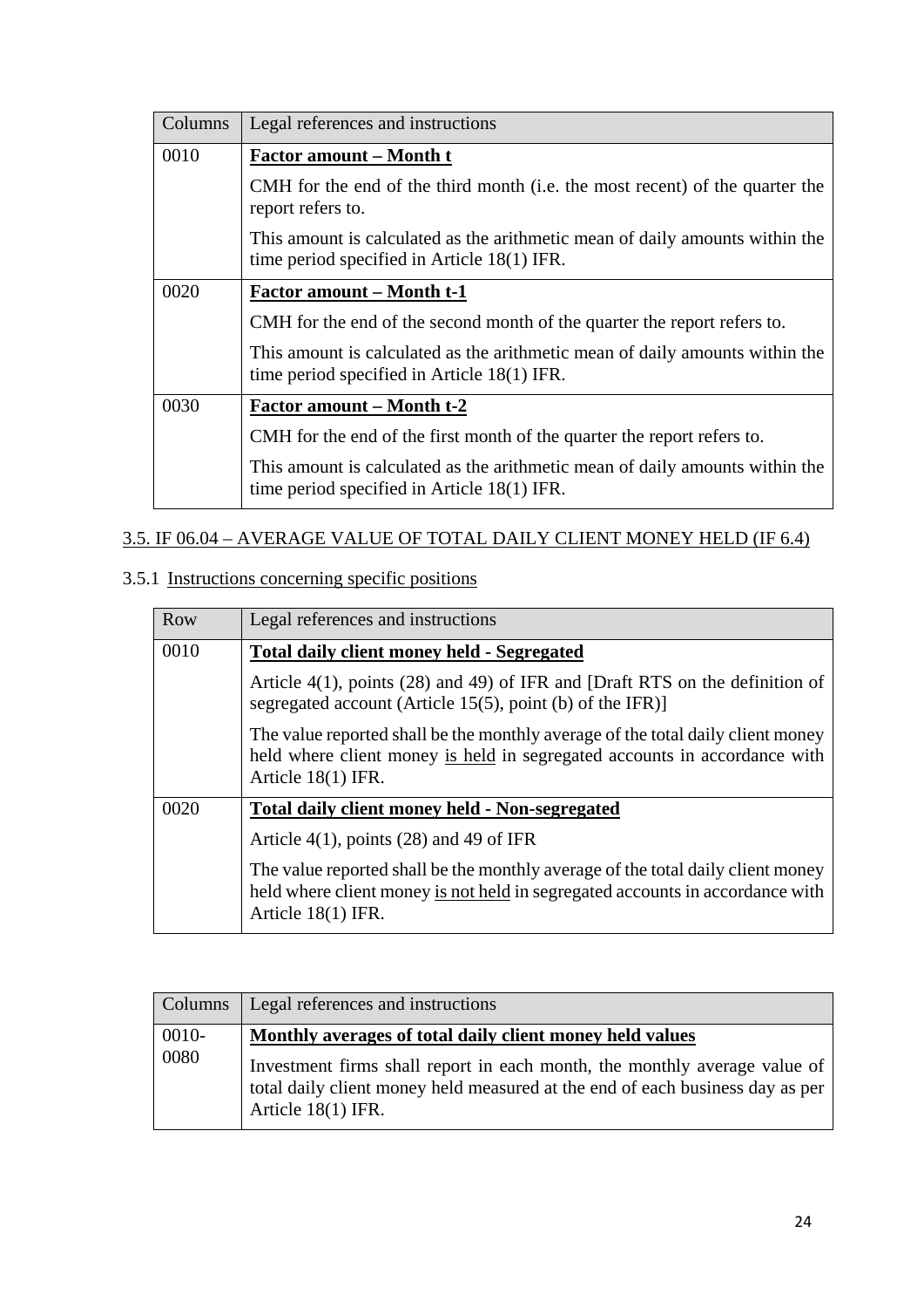| Columns | Legal references and instructions |
|---|---|
| 0010 | **Factor amount – Month t**<br>CMH for the end of the third month (i.e. the most recent) of the quarter the report refers to.<br>This amount is calculated as the arithmetic mean of daily amounts within the time period specified in Article 18(1) IFR. |
| 0020 | **Factor amount – Month t-1**<br>CMH for the end of the second month of the quarter the report refers to.<br>This amount is calculated as the arithmetic mean of daily amounts within the time period specified in Article 18(1) IFR. |
| 0030 | **Factor amount – Month t-2**<br>CMH for the end of the first month of the quarter the report refers to.<br>This amount is calculated as the arithmetic mean of daily amounts within the time period specified in Article 18(1) IFR. |

## 3.5. IF 06.04 – AVERAGE VALUE OF TOTAL DAILY CLIENT MONEY HELD (IF 6.4)

### 3.5.1 Instructions concerning specific positions

| Row | Legal references and instructions |
|---|---|
| 0010 | **Total daily client money held - Segregated**<br>Article 4(1), points (28) and 49) of IFR and [Draft RTS on the definition of segregated account (Article 15(5), point (b) of the IFR)]<br>The value reported shall be the monthly average of the total daily client money held where client money is held in segregated accounts in accordance with Article 18(1) IFR. |
| 0020 | **Total daily client money held - Non-segregated**<br>Article 4(1), points (28) and 49 of IFR<br>The value reported shall be the monthly average of the total daily client money held where client money is not held in segregated accounts in accordance with Article 18(1) IFR. |

| Columns | Legal references and instructions |
|---|---|
| 0010-0080 | **Monthly averages of total daily client money held values**<br>Investment firms shall report in each month, the monthly average value of total daily client money held measured at the end of each business day as per Article 18(1) IFR. |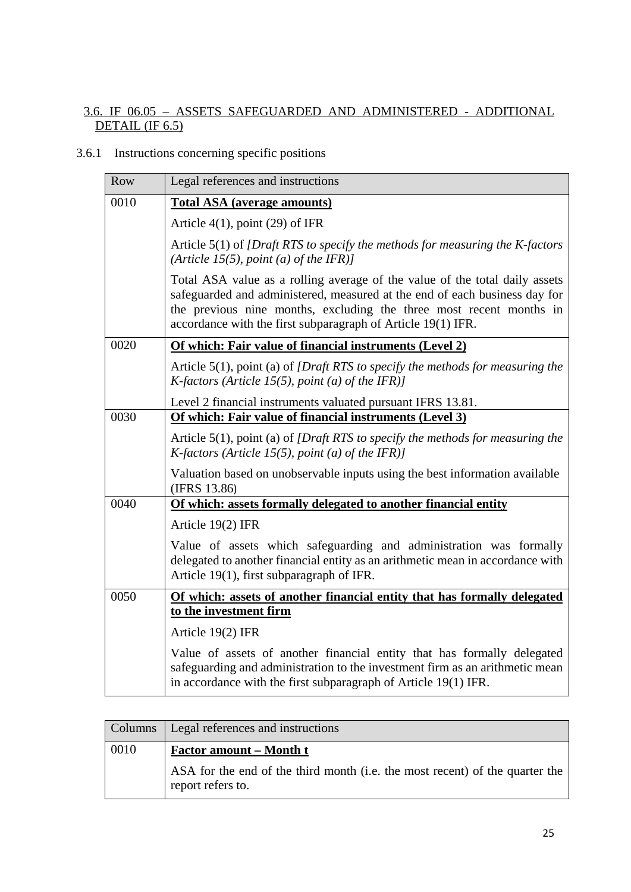### 3.6. IF 06.05 – ASSETS SAFEGUARDED AND ADMINISTERED - ADDITIONAL DETAIL (IF 6.5)

3.6.1 Instructions concerning specific positions

| Row | Legal references and instructions |
|---|---|
| 0010 | **Total ASA (average amounts)**<br><br>Article 4(1), point (29) of IFR<br><br>Article 5(1) of *[Draft RTS to specify the methods for measuring the K-factors (Article 15(5), point (a) of the IFR)]*<br><br>Total ASA value as a rolling average of the value of the total daily assets safeguarded and administered, measured at the end of each business day for the previous nine months, excluding the three most recent months in accordance with the first subparagraph of Article 19(1) IFR. |
| 0020 | **Of which: Fair value of financial instruments (Level 2)**<br><br>Article 5(1), point (a) of *[Draft RTS to specify the methods for measuring the K-factors (Article 15(5), point (a) of the IFR)]*<br><br>Level 2 financial instruments valuated pursuant IFRS 13.81. |
| 0030 | **Of which: Fair value of financial instruments (Level 3)**<br><br>Article 5(1), point (a) of *[Draft RTS to specify the methods for measuring the K-factors (Article 15(5), point (a) of the IFR)]*<br><br>Valuation based on unobservable inputs using the best information available (IFRS 13.86) |
| 0040 | **Of which: assets formally delegated to another financial entity**<br><br>Article 19(2) IFR<br><br>Value of assets which safeguarding and administration was formally delegated to another financial entity as an arithmetic mean in accordance with Article 19(1), first subparagraph of IFR. |
| 0050 | **Of which: assets of another financial entity that has formally delegated to the investment firm**<br><br>Article 19(2) IFR<br><br>Value of assets of another financial entity that has formally delegated safeguarding and administration to the investment firm as an arithmetic mean in accordance with the first subparagraph of Article 19(1) IFR. |

| Columns | Legal references and instructions |
|---|---|
| 0010 | **Factor amount – Month t**<br><br>ASA for the end of the third month (i.e. the most recent) of the quarter the report refers to. |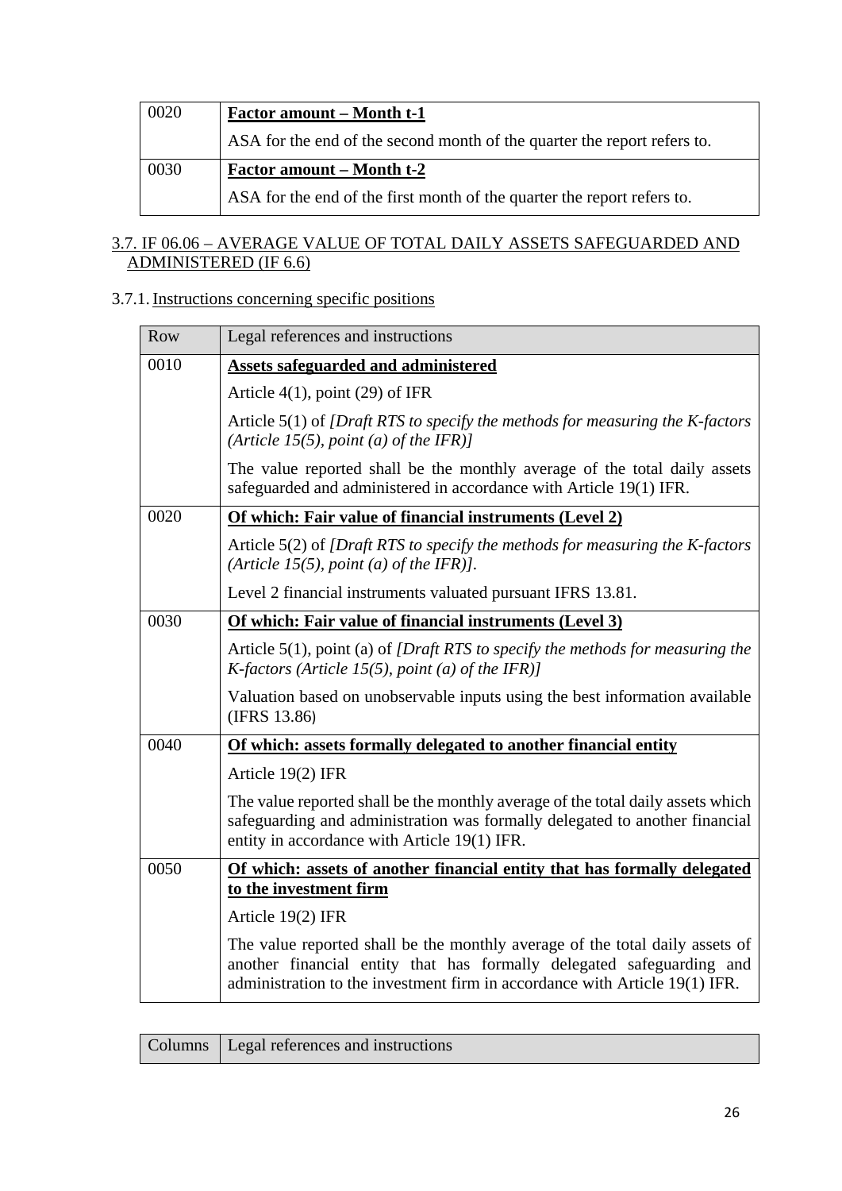| | |
|---|---|
| 0020 | **Factor amount – Month t-1**<br><br>ASA for the end of the second month of the quarter the report refers to. |
| 0030 | **Factor amount – Month t-2**<br><br>ASA for the end of the first month of the quarter the report refers to. |

## 3.7. IF 06.06 – AVERAGE VALUE OF TOTAL DAILY ASSETS SAFEGUARDED AND ADMINISTERED (IF 6.6)

### 3.7.1. Instructions concerning specific positions

| Row | Legal references and instructions |
|---|---|
| 0010 | **Assets safeguarded and administered**<br><br>Article 4(1), point (29) of IFR<br><br>Article 5(1) of *[Draft RTS to specify the methods for measuring the K-factors (Article 15(5), point (a) of the IFR)]*<br><br>The value reported shall be the monthly average of the total daily assets safeguarded and administered in accordance with Article 19(1) IFR. |
| 0020 | **Of which: Fair value of financial instruments (Level 2)**<br><br>Article 5(2) of *[Draft RTS to specify the methods for measuring the K-factors (Article 15(5), point (a) of the IFR)]*.<br><br>Level 2 financial instruments valuated pursuant IFRS 13.81. |
| 0030 | **Of which: Fair value of financial instruments (Level 3)**<br><br>Article 5(1), point (a) of *[Draft RTS to specify the methods for measuring the K-factors (Article 15(5), point (a) of the IFR)]*<br><br>Valuation based on unobservable inputs using the best information available (IFRS 13.86) |
| 0040 | **Of which: assets formally delegated to another financial entity**<br><br>Article 19(2) IFR<br><br>The value reported shall be the monthly average of the total daily assets which safeguarding and administration was formally delegated to another financial entity in accordance with Article 19(1) IFR. |
| 0050 | **Of which: assets of another financial entity that has formally delegated to the investment firm**<br><br>Article 19(2) IFR<br><br>The value reported shall be the monthly average of the total daily assets of another financial entity that has formally delegated safeguarding and administration to the investment firm in accordance with Article 19(1) IFR. |

| Columns | Legal references and instructions |
|---|---|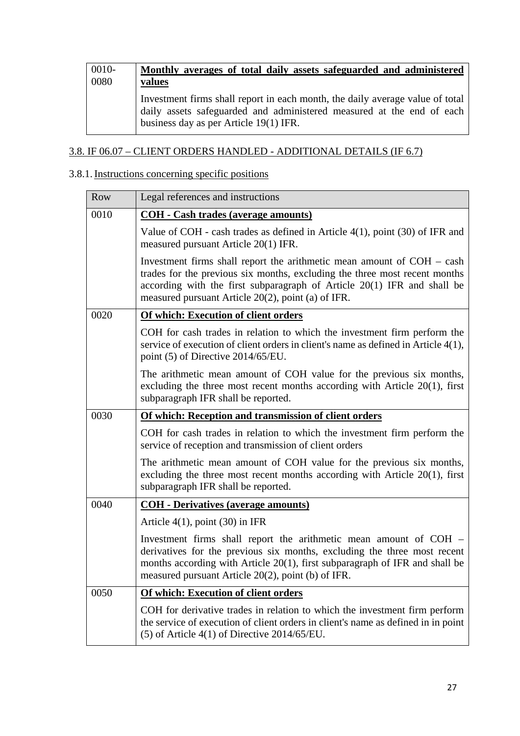| | |
|---|---|
| 0010-0080 | **Monthly averages of total daily assets safeguarded and administered values**<br><br>Investment firms shall report in each month, the daily average value of total daily assets safeguarded and administered measured at the end of each business day as per Article 19(1) IFR. |

## 3.8. IF 06.07 – CLIENT ORDERS HANDLED - ADDITIONAL DETAILS (IF 6.7)

### 3.8.1. Instructions concerning specific positions

| Row | Legal references and instructions |
|---|---|
| 0010 | **COH - Cash trades (average amounts)**<br><br>Value of COH - cash trades as defined in Article 4(1), point (30) of IFR and measured pursuant Article 20(1) IFR.<br><br>Investment firms shall report the arithmetic mean amount of COH – cash trades for the previous six months, excluding the three most recent months according with the first subparagraph of Article 20(1) IFR and shall be measured pursuant Article 20(2), point (a) of IFR. |
| 0020 | **Of which: Execution of client orders**<br><br>COH for cash trades in relation to which the investment firm perform the service of execution of client orders in client's name as defined in Article 4(1), point (5) of Directive 2014/65/EU.<br><br>The arithmetic mean amount of COH value for the previous six months, excluding the three most recent months according with Article 20(1), first subparagraph IFR shall be reported. |
| 0030 | **Of which: Reception and transmission of client orders**<br><br>COH for cash trades in relation to which the investment firm perform the service of reception and transmission of client orders<br><br>The arithmetic mean amount of COH value for the previous six months, excluding the three most recent months according with Article 20(1), first subparagraph IFR shall be reported. |
| 0040 | **COH - Derivatives (average amounts)**<br><br>Article 4(1), point (30) in IFR<br><br>Investment firms shall report the arithmetic mean amount of COH – derivatives for the previous six months, excluding the three most recent months according with Article 20(1), first subparagraph of IFR and shall be measured pursuant Article 20(2), point (b) of IFR. |
| 0050 | **Of which: Execution of client orders**<br><br>COH for derivative trades in relation to which the investment firm perform the service of execution of client orders in client's name as defined in in point (5) of Article 4(1) of Directive 2014/65/EU. |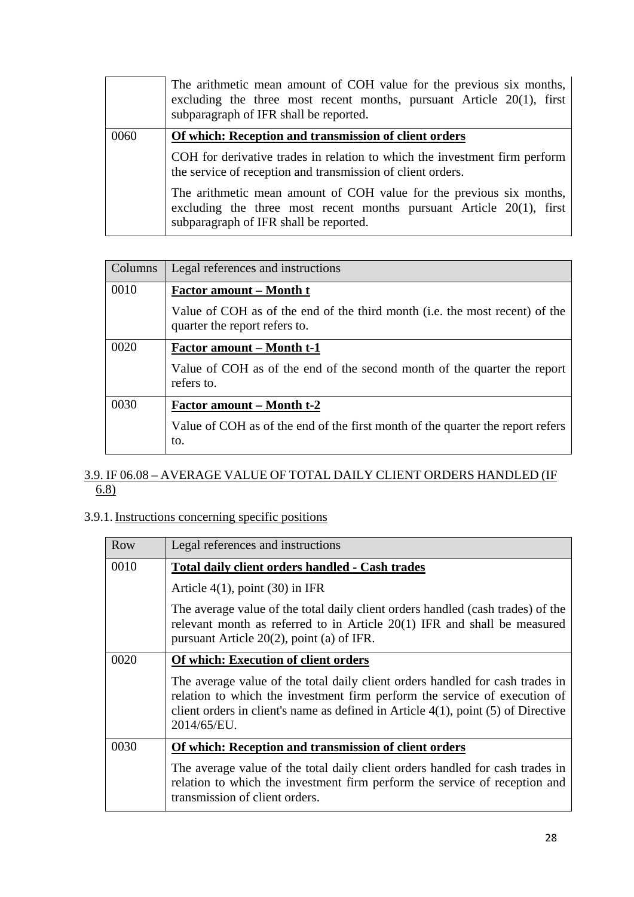| | |
|---|---|
| | The arithmetic mean amount of COH value for the previous six months, excluding the three most recent months, pursuant Article 20(1), first subparagraph of IFR shall be reported. |
| 0060 | **Of which: Reception and transmission of client orders**<br><br>COH for derivative trades in relation to which the investment firm perform the service of reception and transmission of client orders.<br><br>The arithmetic mean amount of COH value for the previous six months, excluding the three most recent months pursuant Article 20(1), first subparagraph of IFR shall be reported. |

| Columns | Legal references and instructions |
|---|---|
| 0010 | **Factor amount – Month t**<br><br>Value of COH as of the end of the third month (i.e. the most recent) of the quarter the report refers to. |
| 0020 | **Factor amount – Month t-1**<br><br>Value of COH as of the end of the second month of the quarter the report refers to. |
| 0030 | **Factor amount – Month t-2**<br><br>Value of COH as of the end of the first month of the quarter the report refers to. |

### 3.9. IF 06.08 – AVERAGE VALUE OF TOTAL DAILY CLIENT ORDERS HANDLED (IF 6.8)

#### 3.9.1. Instructions concerning specific positions

| Row | Legal references and instructions |
|---|---|
| 0010 | **Total daily client orders handled - Cash trades**<br><br>Article 4(1), point (30) in IFR<br><br>The average value of the total daily client orders handled (cash trades) of the relevant month as referred to in Article 20(1) IFR and shall be measured pursuant Article 20(2), point (a) of IFR. |
| 0020 | **Of which: Execution of client orders**<br><br>The average value of the total daily client orders handled for cash trades in relation to which the investment firm perform the service of execution of client orders in client's name as defined in Article 4(1), point (5) of Directive 2014/65/EU. |
| 0030 | **Of which: Reception and transmission of client orders**<br><br>The average value of the total daily client orders handled for cash trades in relation to which the investment firm perform the service of reception and transmission of client orders. |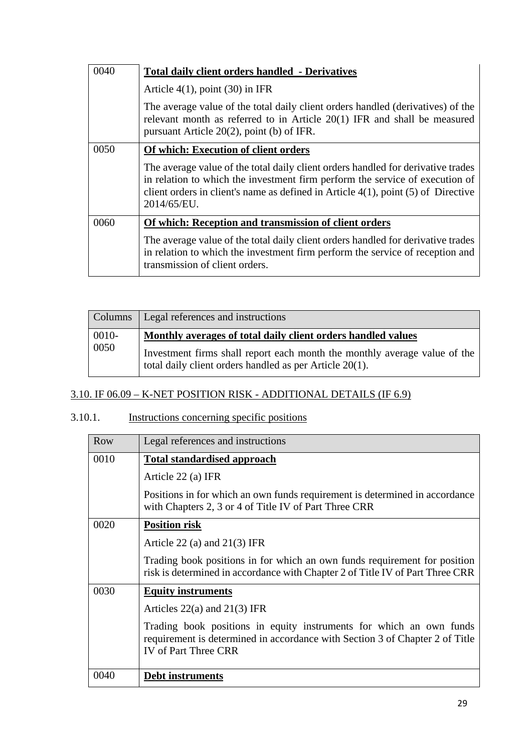| | |
|---|---|
| 0040 | **Total daily client orders handled - Derivatives**<br><br>Article 4(1), point (30) in IFR<br><br>The average value of the total daily client orders handled (derivatives) of the relevant month as referred to in Article 20(1) IFR and shall be measured pursuant Article 20(2), point (b) of IFR. |
| 0050 | **Of which: Execution of client orders**<br><br>The average value of the total daily client orders handled for derivative trades in relation to which the investment firm perform the service of execution of client orders in client's name as defined in Article 4(1), point (5) of Directive 2014/65/EU. |
| 0060 | **Of which: Reception and transmission of client orders**<br><br>The average value of the total daily client orders handled for derivative trades in relation to which the investment firm perform the service of reception and transmission of client orders. |

| Columns | Legal references and instructions |
|---|---|
| 0010-0050 | **Monthly averages of total daily client orders handled values**<br><br>Investment firms shall report each month the monthly average value of the total daily client orders handled as per Article 20(1). |

## 3.10. IF 06.09 – K-NET POSITION RISK - ADDITIONAL DETAILS (IF 6.9)

### 3.10.1. Instructions concerning specific positions

| Row | Legal references and instructions |
|---|---|
| 0010 | **Total standardised approach**<br><br>Article 22 (a) IFR<br><br>Positions in for which an own funds requirement is determined in accordance with Chapters 2, 3 or 4 of Title IV of Part Three CRR |
| 0020 | **Position risk**<br><br>Article 22 (a) and 21(3) IFR<br><br>Trading book positions in for which an own funds requirement for position risk is determined in accordance with Chapter 2 of Title IV of Part Three CRR |
| 0030 | **Equity instruments**<br><br>Articles 22(a) and 21(3) IFR<br><br>Trading book positions in equity instruments for which an own funds requirement is determined in accordance with Section 3 of Chapter 2 of Title IV of Part Three CRR |
| 0040 | **Debt instruments** |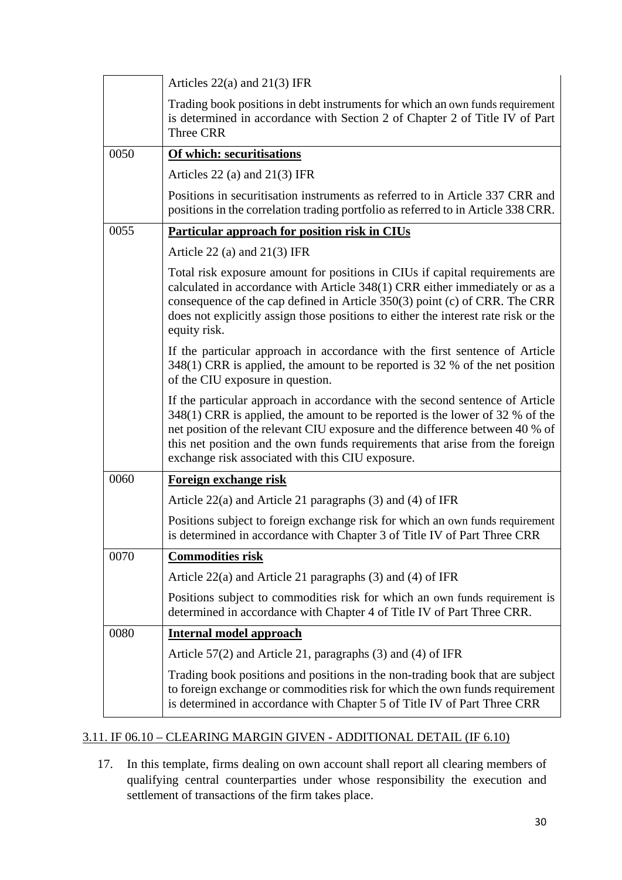| | |
|---|---|
| | Articles 22(a) and 21(3) IFR<br><br>Trading book positions in debt instruments for which an own funds requirement is determined in accordance with Section 2 of Chapter 2 of Title IV of Part Three CRR |
| 0050 | **Of which: securitisations**<br><br>Articles 22 (a) and 21(3) IFR<br><br>Positions in securitisation instruments as referred to in Article 337 CRR and positions in the correlation trading portfolio as referred to in Article 338 CRR. |
| 0055 | **Particular approach for position risk in CIUs**<br><br>Article 22 (a) and 21(3) IFR<br><br>Total risk exposure amount for positions in CIUs if capital requirements are calculated in accordance with Article 348(1) CRR either immediately or as a consequence of the cap defined in Article 350(3) point (c) of CRR. The CRR does not explicitly assign those positions to either the interest rate risk or the equity risk.<br><br>If the particular approach in accordance with the first sentence of Article 348(1) CRR is applied, the amount to be reported is 32 % of the net position of the CIU exposure in question.<br><br>If the particular approach in accordance with the second sentence of Article 348(1) CRR is applied, the amount to be reported is the lower of 32 % of the net position of the relevant CIU exposure and the difference between 40 % of this net position and the own funds requirements that arise from the foreign exchange risk associated with this CIU exposure. |
| 0060 | **Foreign exchange risk**<br><br>Article 22(a) and Article 21 paragraphs (3) and (4) of IFR<br><br>Positions subject to foreign exchange risk for which an own funds requirement is determined in accordance with Chapter 3 of Title IV of Part Three CRR |
| 0070 | **Commodities risk**<br><br>Article 22(a) and Article 21 paragraphs (3) and (4) of IFR<br><br>Positions subject to commodities risk for which an own funds requirement is determined in accordance with Chapter 4 of Title IV of Part Three CRR. |
| 0080 | **Internal model approach**<br><br>Article 57(2) and Article 21, paragraphs (3) and (4) of IFR<br><br>Trading book positions and positions in the non-trading book that are subject to foreign exchange or commodities risk for which the own funds requirement is determined in accordance with Chapter 5 of Title IV of Part Three CRR |

### 3.11. IF 06.10 – CLEARING MARGIN GIVEN - ADDITIONAL DETAIL (IF 6.10)

17. In this template, firms dealing on own account shall report all clearing members of qualifying central counterparties under whose responsibility the execution and settlement of transactions of the firm takes place.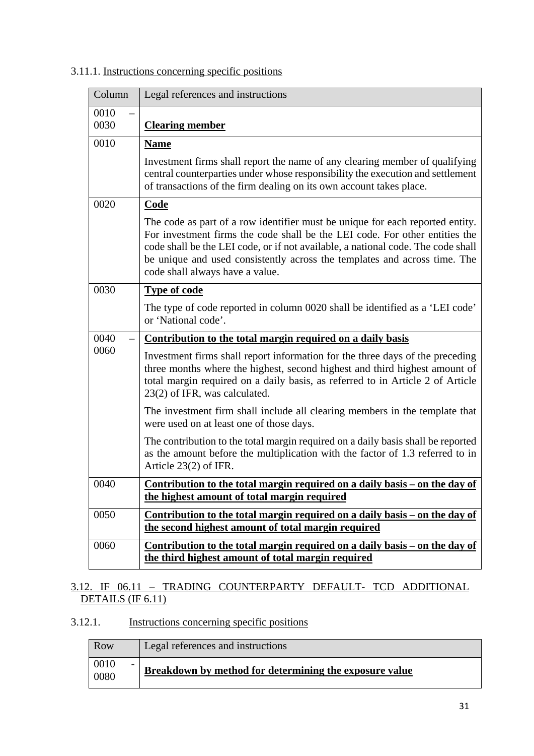3.11.1. Instructions concerning specific positions

| Column | Legal references and instructions |
|---|---|
| 0010 – 0030 | **Clearing member** |
| 0010 | **Name**<br><br>Investment firms shall report the name of any clearing member of qualifying central counterparties under whose responsibility the execution and settlement of transactions of the firm dealing on its own account takes place. |
| 0020 | **Code**<br><br>The code as part of a row identifier must be unique for each reported entity. For investment firms the code shall be the LEI code. For other entities the code shall be the LEI code, or if not available, a national code. The code shall be unique and used consistently across the templates and across time. The code shall always have a value. |
| 0030 | **Type of code**<br><br>The type of code reported in column 0020 shall be identified as a 'LEI code' or 'National code'. |
| 0040 – 0060 | **Contribution to the total margin required on a daily basis**<br><br>Investment firms shall report information for the three days of the preceding three months where the highest, second highest and third highest amount of total margin required on a daily basis, as referred to in Article 2 of Article 23(2) of IFR, was calculated.<br><br>The investment firm shall include all clearing members in the template that were used on at least one of those days.<br><br>The contribution to the total margin required on a daily basis shall be reported as the amount before the multiplication with the factor of 1.3 referred to in Article 23(2) of IFR. |
| 0040 | **Contribution to the total margin required on a daily basis – on the day of the highest amount of total margin required** |
| 0050 | **Contribution to the total margin required on a daily basis – on the day of the second highest amount of total margin required** |
| 0060 | **Contribution to the total margin required on a daily basis – on the day of the third highest amount of total margin required** |

## 3.12. IF 06.11 – TRADING COUNTERPARTY DEFAULT- TCD ADDITIONAL DETAILS (IF 6.11)

3.12.1. Instructions concerning specific positions

| Row | Legal references and instructions |
|---|---|
| 0010 - 0080 | **Breakdown by method for determining the exposure value** |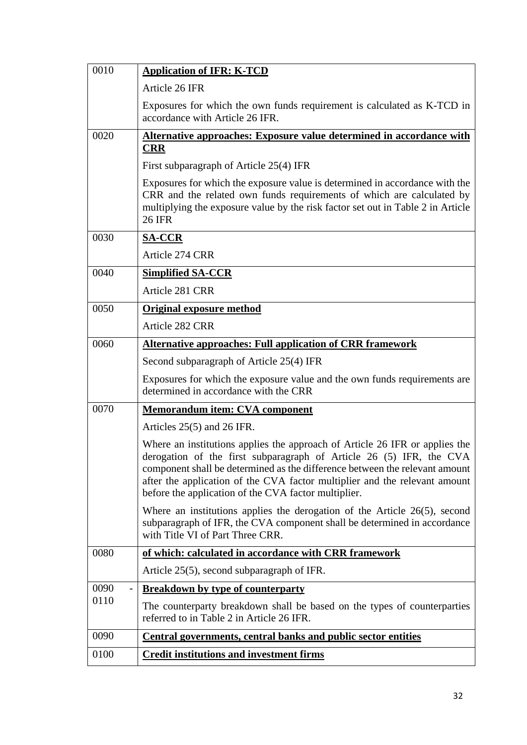| | |
|---|---|
| 0010 | **Application of IFR: K-TCD**<br><br>Article 26 IFR<br><br>Exposures for which the own funds requirement is calculated as K-TCD in accordance with Article 26 IFR. |
| 0020 | **Alternative approaches: Exposure value determined in accordance with CRR**<br><br>First subparagraph of Article 25(4) IFR<br><br>Exposures for which the exposure value is determined in accordance with the CRR and the related own funds requirements of which are calculated by multiplying the exposure value by the risk factor set out in Table 2 in Article 26 IFR |
| 0030 | **SA-CCR**<br><br>Article 274 CRR |
| 0040 | **Simplified SA-CCR**<br><br>Article 281 CRR |
| 0050 | **Original exposure method**<br><br>Article 282 CRR |
| 0060 | **Alternative approaches: Full application of CRR framework**<br><br>Second subparagraph of Article 25(4) IFR<br><br>Exposures for which the exposure value and the own funds requirements are determined in accordance with the CRR |
| 0070 | **Memorandum item: CVA component**<br><br>Articles 25(5) and 26 IFR.<br><br>Where an institutions applies the approach of Article 26 IFR or applies the derogation of the first subparagraph of Article 26 (5) IFR, the CVA component shall be determined as the difference between the relevant amount after the application of the CVA factor multiplier and the relevant amount before the application of the CVA factor multiplier.<br><br>Where an institutions applies the derogation of the Article 26(5), second subparagraph of IFR, the CVA component shall be determined in accordance with Title VI of Part Three CRR. |
| 0080 | **of which: calculated in accordance with CRR framework**<br><br>Article 25(5), second subparagraph of IFR. |
| 0090 - 0110 | **Breakdown by type of counterparty**<br><br>The counterparty breakdown shall be based on the types of counterparties referred to in Table 2 in Article 26 IFR. |
| 0090 | **Central governments, central banks and public sector entities** |
| 0100 | **Credit institutions and investment firms** |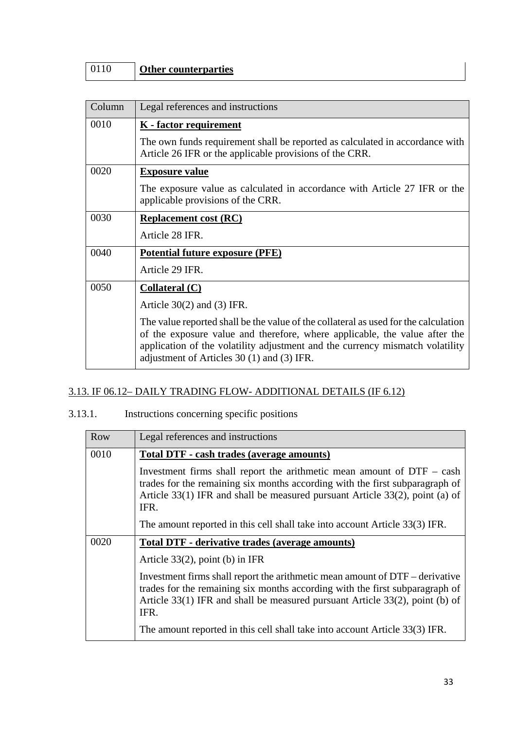| 0110 | **Other counterparties** |
|---|---|

| Column | Legal references and instructions |
|---|---|
| 0010 | **K - factor requirement**<br><br>The own funds requirement shall be reported as calculated in accordance with Article 26 IFR or the applicable provisions of the CRR. |
| 0020 | **Exposure value**<br><br>The exposure value as calculated in accordance with Article 27 IFR or the applicable provisions of the CRR. |
| 0030 | **Replacement cost (RC)**<br><br>Article 28 IFR. |
| 0040 | **Potential future exposure (PFE)**<br><br>Article 29 IFR. |
| 0050 | **Collateral (C)**<br><br>Article 30(2) and (3) IFR.<br><br>The value reported shall be the value of the collateral as used for the calculation of the exposure value and therefore, where applicable, the value after the application of the volatility adjustment and the currency mismatch volatility adjustment of Articles 30 (1) and (3) IFR. |

## 3.13. IF 06.12– DAILY TRADING FLOW- ADDITIONAL DETAILS (IF 6.12)

### 3.13.1. Instructions concerning specific positions

| Row | Legal references and instructions |
|---|---|
| 0010 | **Total DTF - cash trades (average amounts)**<br><br>Investment firms shall report the arithmetic mean amount of DTF – cash trades for the remaining six months according with the first subparagraph of Article 33(1) IFR and shall be measured pursuant Article 33(2), point (a) of IFR.<br><br>The amount reported in this cell shall take into account Article 33(3) IFR. |
| 0020 | **Total DTF - derivative trades (average amounts)**<br><br>Article 33(2), point (b) in IFR<br><br>Investment firms shall report the arithmetic mean amount of DTF – derivative trades for the remaining six months according with the first subparagraph of Article 33(1) IFR and shall be measured pursuant Article 33(2), point (b) of IFR.<br><br>The amount reported in this cell shall take into account Article 33(3) IFR. |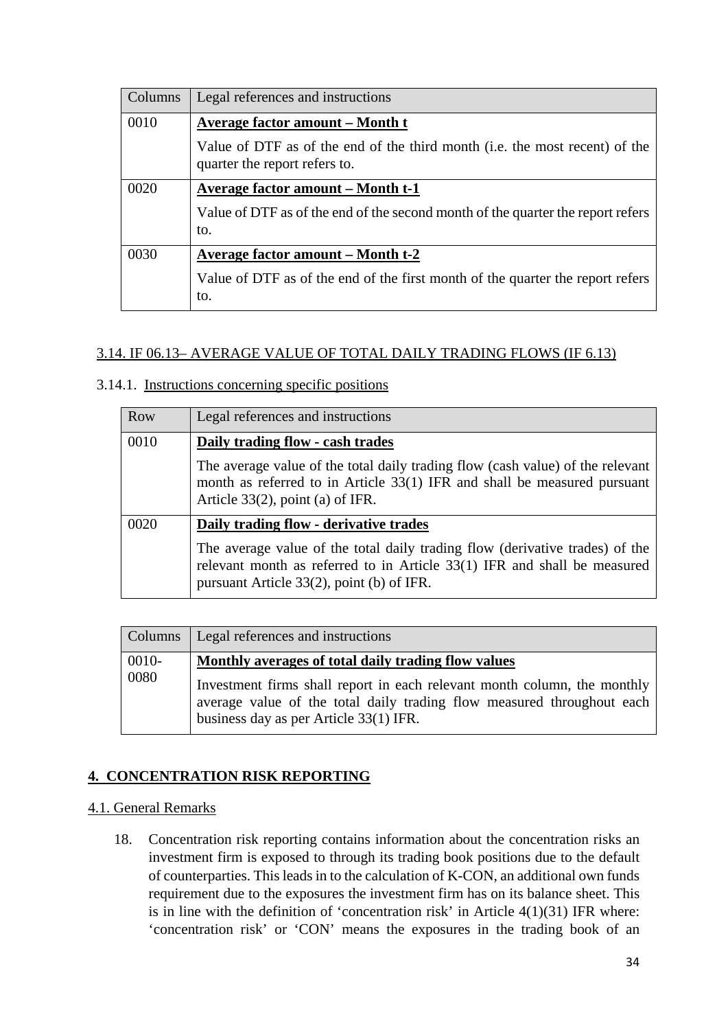| Columns | Legal references and instructions |
|---|---|
| 0010 | **Average factor amount – Month t**<br>Value of DTF as of the end of the third month (i.e. the most recent) of the quarter the report refers to. |
| 0020 | **Average factor amount – Month t-1**<br>Value of DTF as of the end of the second month of the quarter the report refers to. |
| 0030 | **Average factor amount – Month t-2**<br>Value of DTF as of the end of the first month of the quarter the report refers to. |

### 3.14. IF 06.13– AVERAGE VALUE OF TOTAL DAILY TRADING FLOWS (IF 6.13)

#### 3.14.1. Instructions concerning specific positions

| Row | Legal references and instructions |
|---|---|
| 0010 | **Daily trading flow - cash trades**<br>The average value of the total daily trading flow (cash value) of the relevant month as referred to in Article 33(1) IFR and shall be measured pursuant Article 33(2), point (a) of IFR. |
| 0020 | **Daily trading flow - derivative trades**<br>The average value of the total daily trading flow (derivative trades) of the relevant month as referred to in Article 33(1) IFR and shall be measured pursuant Article 33(2), point (b) of IFR. |

| Columns | Legal references and instructions |
|---|---|
| 0010-0080 | **Monthly averages of total daily trading flow values**<br>Investment firms shall report in each relevant month column, the monthly average value of the total daily trading flow measured throughout each business day as per Article 33(1) IFR. |

## 4. CONCENTRATION RISK REPORTING

### 4.1. General Remarks

18. Concentration risk reporting contains information about the concentration risks an investment firm is exposed to through its trading book positions due to the default of counterparties. This leads in to the calculation of K-CON, an additional own funds requirement due to the exposures the investment firm has on its balance sheet. This is in line with the definition of 'concentration risk' in Article 4(1)(31) IFR where: 'concentration risk' or 'CON' means the exposures in the trading book of an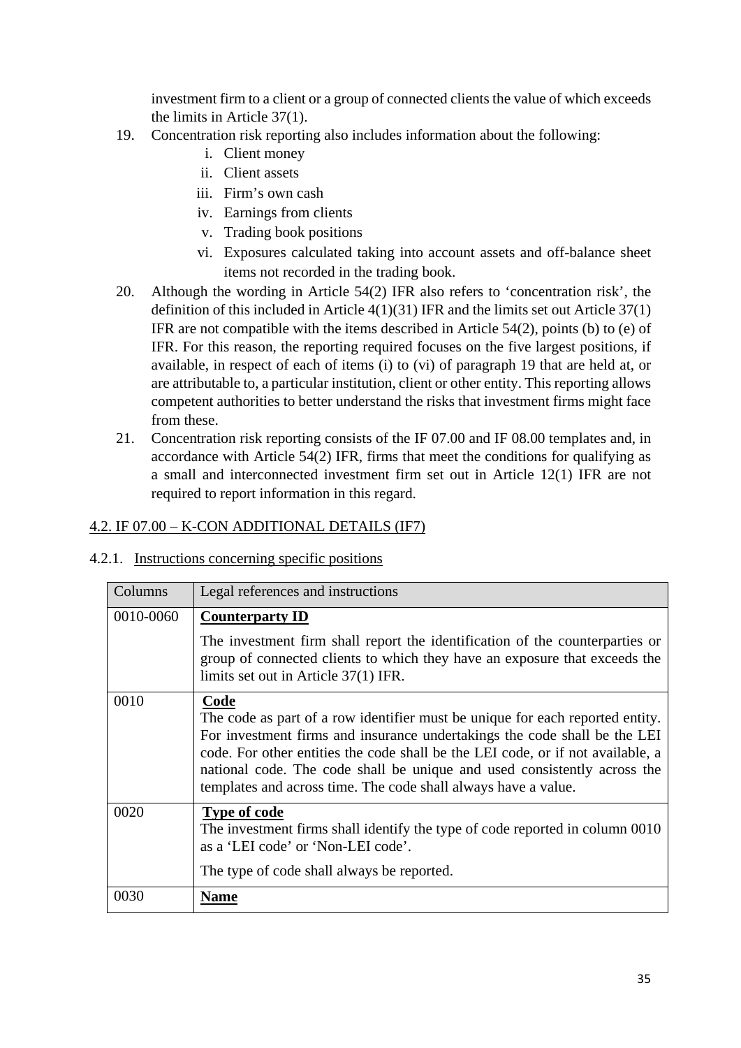investment firm to a client or a group of connected clients the value of which exceeds the limits in Article 37(1).

19. Concentration risk reporting also includes information about the following:
    i. Client money
    ii. Client assets
    iii. Firm's own cash
    iv. Earnings from clients
    v. Trading book positions
    vi. Exposures calculated taking into account assets and off-balance sheet items not recorded in the trading book.

20. Although the wording in Article 54(2) IFR also refers to 'concentration risk', the definition of this included in Article 4(1)(31) IFR and the limits set out Article 37(1) IFR are not compatible with the items described in Article 54(2), points (b) to (e) of IFR. For this reason, the reporting required focuses on the five largest positions, if available, in respect of each of items (i) to (vi) of paragraph 19 that are held at, or are attributable to, a particular institution, client or other entity. This reporting allows competent authorities to better understand the risks that investment firms might face from these.

21. Concentration risk reporting consists of the IF 07.00 and IF 08.00 templates and, in accordance with Article 54(2) IFR, firms that meet the conditions for qualifying as a small and interconnected investment firm set out in Article 12(1) IFR are not required to report information in this regard.

## 4.2. IF 07.00 – K-CON ADDITIONAL DETAILS (IF7)

### 4.2.1. Instructions concerning specific positions

| Columns | Legal references and instructions |
|---|---|
| 0010-0060 | **Counterparty ID**<br><br>The investment firm shall report the identification of the counterparties or group of connected clients to which they have an exposure that exceeds the limits set out in Article 37(1) IFR. |
| 0010 | **Code**<br>The code as part of a row identifier must be unique for each reported entity. For investment firms and insurance undertakings the code shall be the LEI code. For other entities the code shall be the LEI code, or if not available, a national code. The code shall be unique and used consistently across the templates and across time. The code shall always have a value. |
| 0020 | **Type of code**<br>The investment firms shall identify the type of code reported in column 0010 as a 'LEI code' or 'Non-LEI code'.<br><br>The type of code shall always be reported. |
| 0030 | **Name** |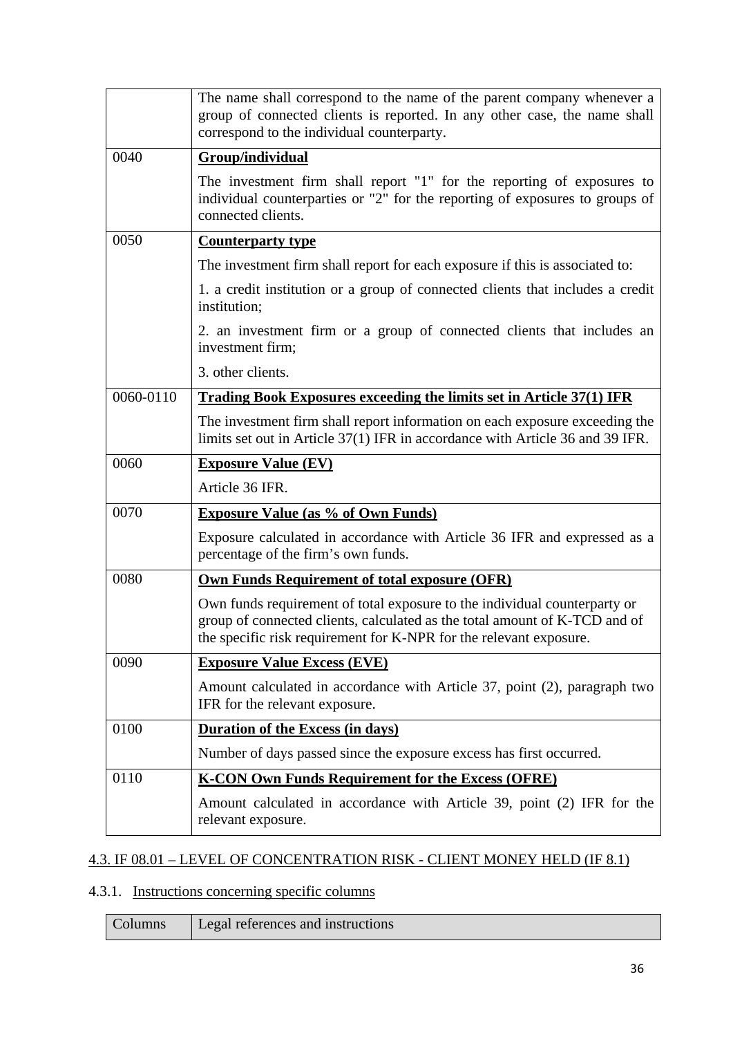| | |
|---|---|
| | The name shall correspond to the name of the parent company whenever a group of connected clients is reported. In any other case, the name shall correspond to the individual counterparty. |
| 0040 | **Group/individual**<br><br>The investment firm shall report "1" for the reporting of exposures to individual counterparties or "2" for the reporting of exposures to groups of connected clients. |
| 0050 | **Counterparty type**<br><br>The investment firm shall report for each exposure if this is associated to:<br><br>1. a credit institution or a group of connected clients that includes a credit institution;<br><br>2. an investment firm or a group of connected clients that includes an investment firm;<br><br>3. other clients. |
| 0060-0110 | **Trading Book Exposures exceeding the limits set in Article 37(1) IFR**<br><br>The investment firm shall report information on each exposure exceeding the limits set out in Article 37(1) IFR in accordance with Article 36 and 39 IFR. |
| 0060 | **Exposure Value (EV)**<br><br>Article 36 IFR. |
| 0070 | **Exposure Value (as % of Own Funds)**<br><br>Exposure calculated in accordance with Article 36 IFR and expressed as a percentage of the firm's own funds. |
| 0080 | **Own Funds Requirement of total exposure (OFR)**<br><br>Own funds requirement of total exposure to the individual counterparty or group of connected clients, calculated as the total amount of K-TCD and of the specific risk requirement for K-NPR for the relevant exposure. |
| 0090 | **Exposure Value Excess (EVE)**<br><br>Amount calculated in accordance with Article 37, point (2), paragraph two IFR for the relevant exposure. |
| 0100 | **Duration of the Excess (in days)**<br><br>Number of days passed since the exposure excess has first occurred. |
| 0110 | **K-CON Own Funds Requirement for the Excess (OFRE)**<br><br>Amount calculated in accordance with Article 39, point (2) IFR for the relevant exposure. |

## 4.3. IF 08.01 – LEVEL OF CONCENTRATION RISK - CLIENT MONEY HELD (IF 8.1)

### 4.3.1. Instructions concerning specific columns

| Columns | Legal references and instructions |
|---|---|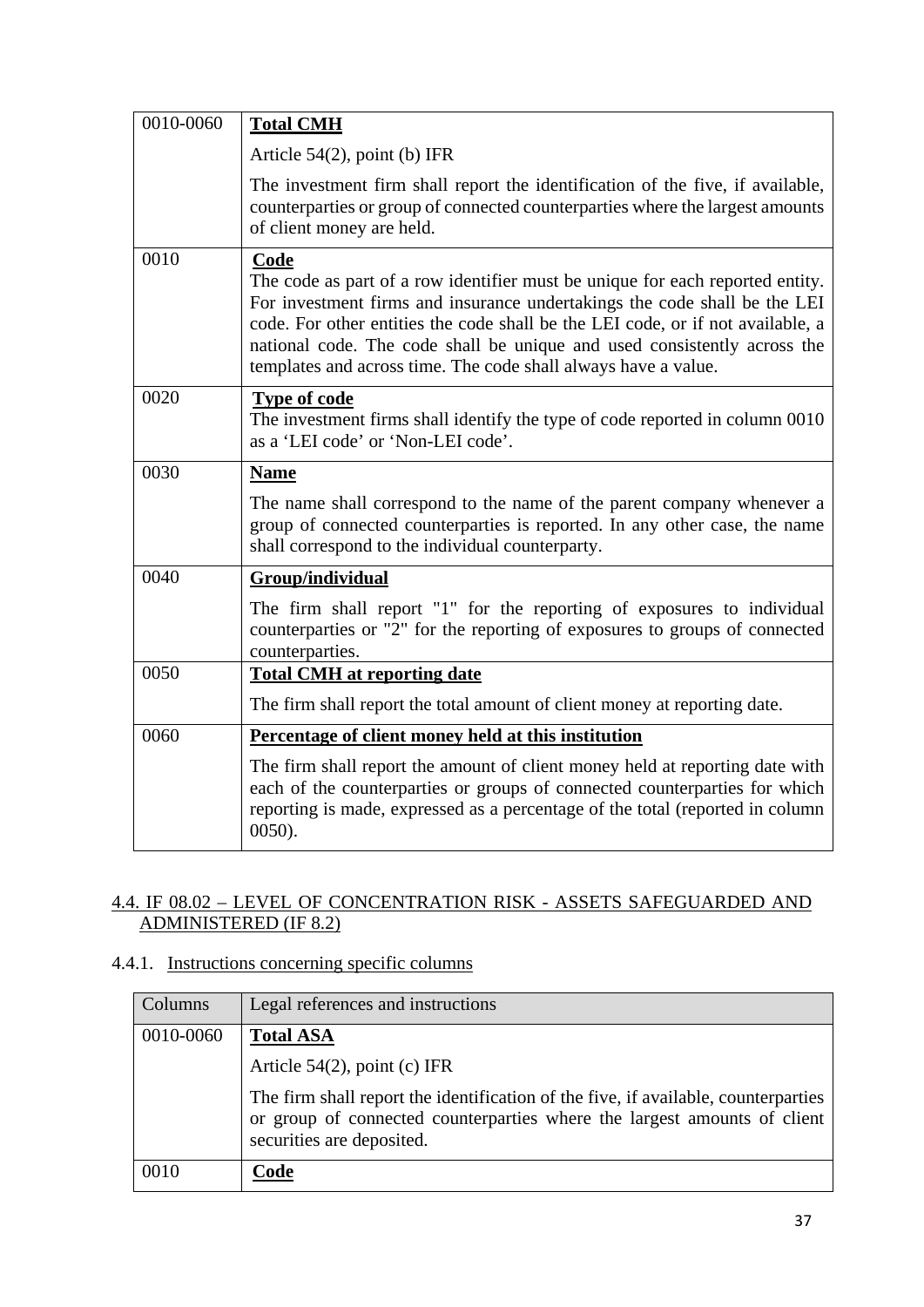| | |
|---|---|
| 0010-0060 | **Total CMH**<br><br>Article 54(2), point (b) IFR<br><br>The investment firm shall report the identification of the five, if available, counterparties or group of connected counterparties where the largest amounts of client money are held. |
| 0010 | **Code**<br>The code as part of a row identifier must be unique for each reported entity. For investment firms and insurance undertakings the code shall be the LEI code. For other entities the code shall be the LEI code, or if not available, a national code. The code shall be unique and used consistently across the templates and across time. The code shall always have a value. |
| 0020 | **Type of code**<br>The investment firms shall identify the type of code reported in column 0010 as a 'LEI code' or 'Non-LEI code'. |
| 0030 | **Name**<br><br>The name shall correspond to the name of the parent company whenever a group of connected counterparties is reported. In any other case, the name shall correspond to the individual counterparty. |
| 0040 | **Group/individual**<br><br>The firm shall report "1" for the reporting of exposures to individual counterparties or "2" for the reporting of exposures to groups of connected counterparties. |
| 0050 | **Total CMH at reporting date**<br><br>The firm shall report the total amount of client money at reporting date. |
| 0060 | **Percentage of client money held at this institution**<br><br>The firm shall report the amount of client money held at reporting date with each of the counterparties or groups of connected counterparties for which reporting is made, expressed as a percentage of the total (reported in column 0050). |

## 4.4. IF 08.02 – LEVEL OF CONCENTRATION RISK - ASSETS SAFEGUARDED AND ADMINISTERED (IF 8.2)

### 4.4.1. Instructions concerning specific columns

| Columns | Legal references and instructions |
|---|---|
| 0010-0060 | **Total ASA**<br><br>Article 54(2), point (c) IFR<br><br>The firm shall report the identification of the five, if available, counterparties or group of connected counterparties where the largest amounts of client securities are deposited. |
| 0010 | **Code** |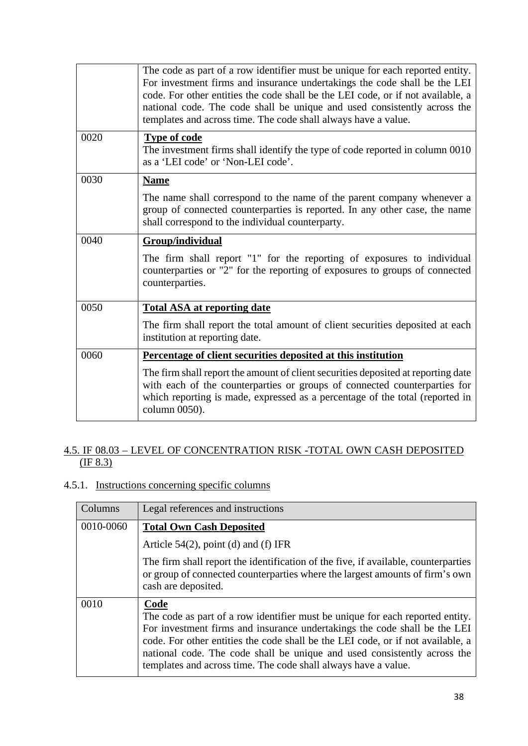| | |
|---|---|
| | The code as part of a row identifier must be unique for each reported entity. For investment firms and insurance undertakings the code shall be the LEI code. For other entities the code shall be the LEI code, or if not available, a national code. The code shall be unique and used consistently across the templates and across time. The code shall always have a value. |
| 0020 | **Type of code**<br>The investment firms shall identify the type of code reported in column 0010 as a 'LEI code' or 'Non-LEI code'. |
| 0030 | **Name**<br>The name shall correspond to the name of the parent company whenever a group of connected counterparties is reported. In any other case, the name shall correspond to the individual counterparty. |
| 0040 | **Group/individual**<br>The firm shall report "1" for the reporting of exposures to individual counterparties or "2" for the reporting of exposures to groups of connected counterparties. |
| 0050 | **Total ASA at reporting date**<br>The firm shall report the total amount of client securities deposited at each institution at reporting date. |
| 0060 | **Percentage of client securities deposited at this institution**<br>The firm shall report the amount of client securities deposited at reporting date with each of the counterparties or groups of connected counterparties for which reporting is made, expressed as a percentage of the total (reported in column 0050). |

## 4.5. IF 08.03 – LEVEL OF CONCENTRATION RISK -TOTAL OWN CASH DEPOSITED (IF 8.3)

### 4.5.1. Instructions concerning specific columns

| Columns | Legal references and instructions |
|---|---|
| 0010-0060 | **Total Own Cash Deposited**<br>Article 54(2), point (d) and (f) IFR<br>The firm shall report the identification of the five, if available, counterparties or group of connected counterparties where the largest amounts of firm's own cash are deposited. |
| 0010 | **Code**<br>The code as part of a row identifier must be unique for each reported entity. For investment firms and insurance undertakings the code shall be the LEI code. For other entities the code shall be the LEI code, or if not available, a national code. The code shall be unique and used consistently across the templates and across time. The code shall always have a value. |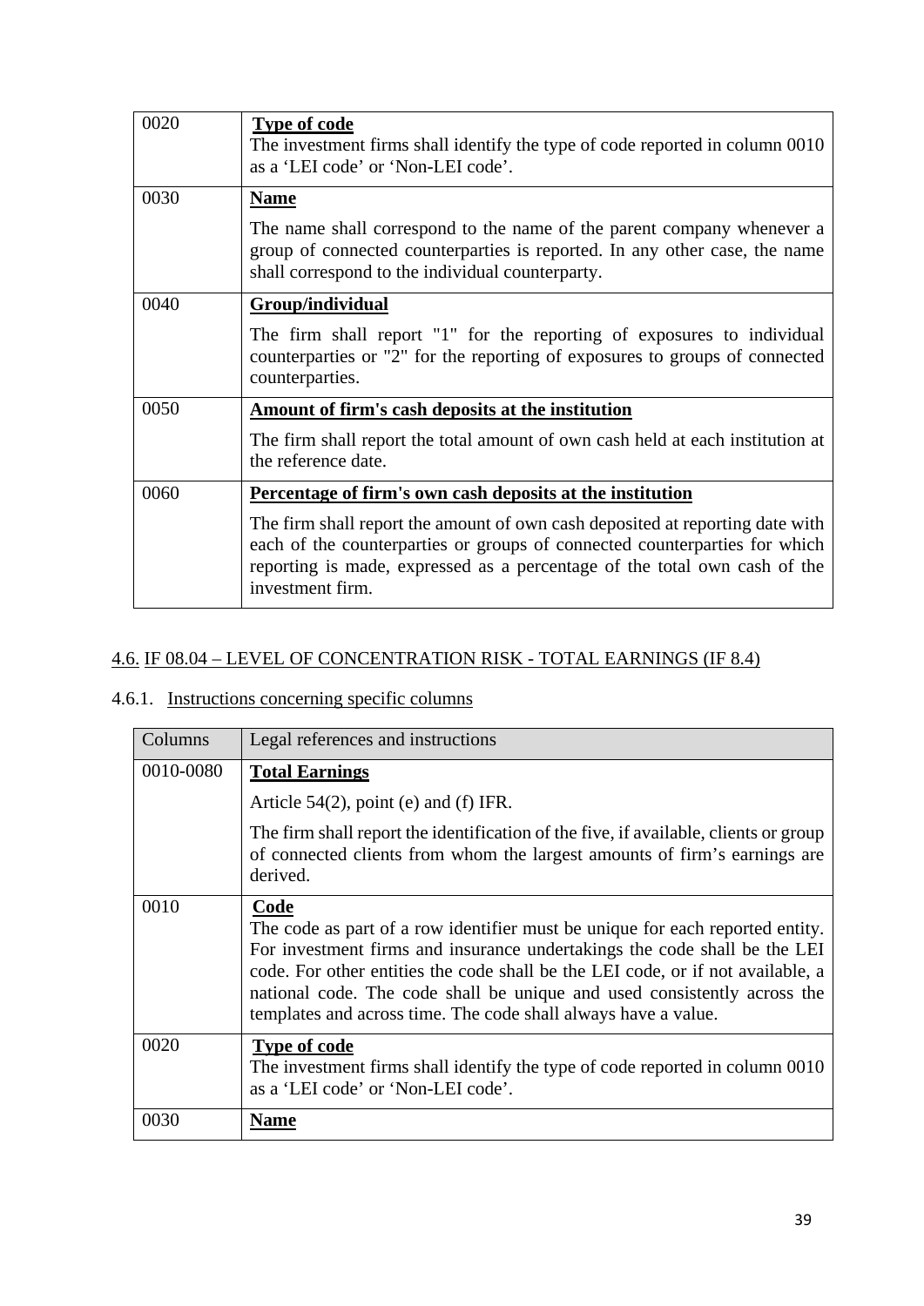| | |
|---|---|
| 0020 | **Type of code**<br>The investment firms shall identify the type of code reported in column 0010 as a 'LEI code' or 'Non-LEI code'. |
| 0030 | **Name**<br>The name shall correspond to the name of the parent company whenever a group of connected counterparties is reported. In any other case, the name shall correspond to the individual counterparty. |
| 0040 | **Group/individual**<br>The firm shall report "1" for the reporting of exposures to individual counterparties or "2" for the reporting of exposures to groups of connected counterparties. |
| 0050 | **Amount of firm's cash deposits at the institution**<br>The firm shall report the total amount of own cash held at each institution at the reference date. |
| 0060 | **Percentage of firm's own cash deposits at the institution**<br>The firm shall report the amount of own cash deposited at reporting date with each of the counterparties or groups of connected counterparties for which reporting is made, expressed as a percentage of the total own cash of the investment firm. |

## 4.6. IF 08.04 – LEVEL OF CONCENTRATION RISK - TOTAL EARNINGS (IF 8.4)

### 4.6.1. Instructions concerning specific columns

| Columns | Legal references and instructions |
|---|---|
| 0010-0080 | **Total Earnings**<br>Article 54(2), point (e) and (f) IFR.<br>The firm shall report the identification of the five, if available, clients or group of connected clients from whom the largest amounts of firm's earnings are derived. |
| 0010 | **Code**<br>The code as part of a row identifier must be unique for each reported entity. For investment firms and insurance undertakings the code shall be the LEI code. For other entities the code shall be the LEI code, or if not available, a national code. The code shall be unique and used consistently across the templates and across time. The code shall always have a value. |
| 0020 | **Type of code**<br>The investment firms shall identify the type of code reported in column 0010 as a 'LEI code' or 'Non-LEI code'. |
| 0030 | **Name** |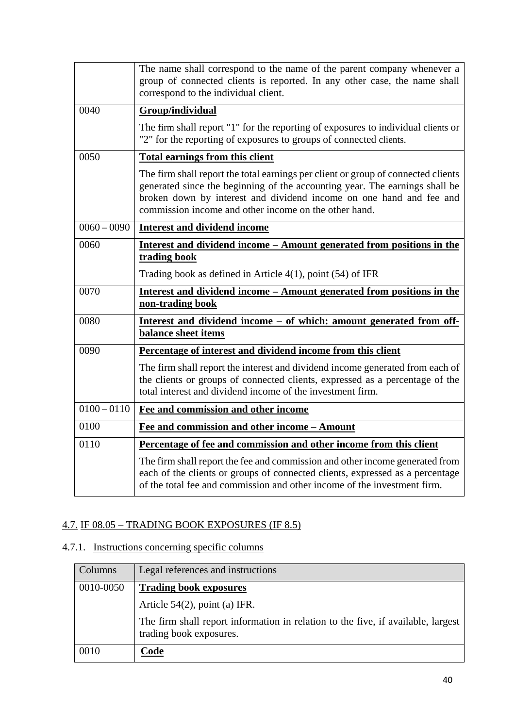| | |
|---|---|
| | The name shall correspond to the name of the parent company whenever a group of connected clients is reported. In any other case, the name shall correspond to the individual client. |
| 0040 | **Group/individual**<br><br>The firm shall report "1" for the reporting of exposures to individual clients or "2" for the reporting of exposures to groups of connected clients. |
| 0050 | **Total earnings from this client**<br><br>The firm shall report the total earnings per client or group of connected clients generated since the beginning of the accounting year. The earnings shall be broken down by interest and dividend income on one hand and fee and commission income and other income on the other hand. |
| 0060 – 0090 | **Interest and dividend income** |
| 0060 | **Interest and dividend income – Amount generated from positions in the trading book**<br><br>Trading book as defined in Article 4(1), point (54) of IFR |
| 0070 | **Interest and dividend income – Amount generated from positions in the non-trading book** |
| 0080 | **Interest and dividend income – of which: amount generated from off-balance sheet items** |
| 0090 | **Percentage of interest and dividend income from this client**<br><br>The firm shall report the interest and dividend income generated from each of the clients or groups of connected clients, expressed as a percentage of the total interest and dividend income of the investment firm. |
| 0100 – 0110 | **Fee and commission and other income** |
| 0100 | **Fee and commission and other income – Amount** |
| 0110 | **Percentage of fee and commission and other income from this client**<br><br>The firm shall report the fee and commission and other income generated from each of the clients or groups of connected clients, expressed as a percentage of the total fee and commission and other income of the investment firm. |

## 4.7. IF 08.05 – TRADING BOOK EXPOSURES (IF 8.5)

### 4.7.1. Instructions concerning specific columns

| Columns | Legal references and instructions |
|---|---|
| 0010-0050 | **Trading book exposures**<br><br>Article 54(2), point (a) IFR.<br><br>The firm shall report information in relation to the five, if available, largest trading book exposures. |
| 0010 | **Code** |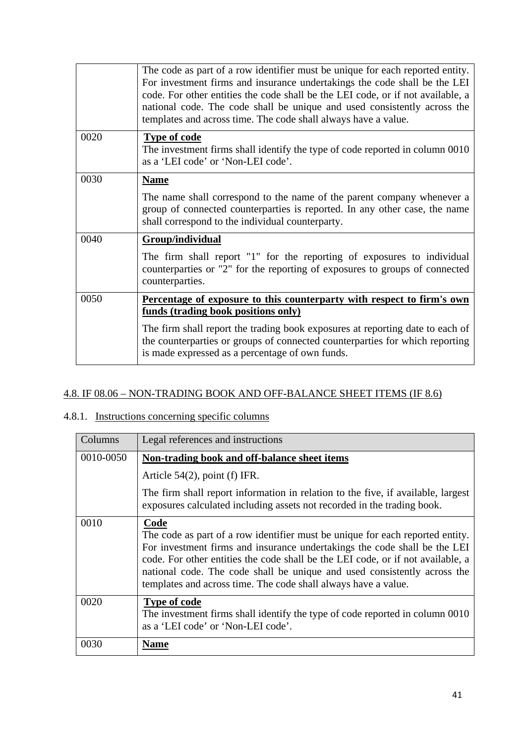|  | The code as part of a row identifier must be unique for each reported entity. For investment firms and insurance undertakings the code shall be the LEI code. For other entities the code shall be the LEI code, or if not available, a national code. The code shall be unique and used consistently across the templates and across time. The code shall always have a value. |
|---|---|
| 0020 | **Type of code**<br>The investment firms shall identify the type of code reported in column 0010 as a 'LEI code' or 'Non-LEI code'. |
| 0030 | **Name**<br>The name shall correspond to the name of the parent company whenever a group of connected counterparties is reported. In any other case, the name shall correspond to the individual counterparty. |
| 0040 | **Group/individual**<br>The firm shall report "1" for the reporting of exposures to individual counterparties or "2" for the reporting of exposures to groups of connected counterparties. |
| 0050 | **Percentage of exposure to this counterparty with respect to firm's own funds (trading book positions only)**<br>The firm shall report the trading book exposures at reporting date to each of the counterparties or groups of connected counterparties for which reporting is made expressed as a percentage of own funds. |

## 4.8. IF 08.06 – NON-TRADING BOOK AND OFF-BALANCE SHEET ITEMS (IF 8.6)

### 4.8.1. Instructions concerning specific columns

| Columns | Legal references and instructions |
|---|---|
| 0010-0050 | **Non-trading book and off-balance sheet items**<br>Article 54(2), point (f) IFR.<br>The firm shall report information in relation to the five, if available, largest exposures calculated including assets not recorded in the trading book. |
| 0010 | **Code**<br>The code as part of a row identifier must be unique for each reported entity. For investment firms and insurance undertakings the code shall be the LEI code. For other entities the code shall be the LEI code, or if not available, a national code. The code shall be unique and used consistently across the templates and across time. The code shall always have a value. |
| 0020 | **Type of code**<br>The investment firms shall identify the type of code reported in column 0010 as a 'LEI code' or 'Non-LEI code'. |
| 0030 | **Name** |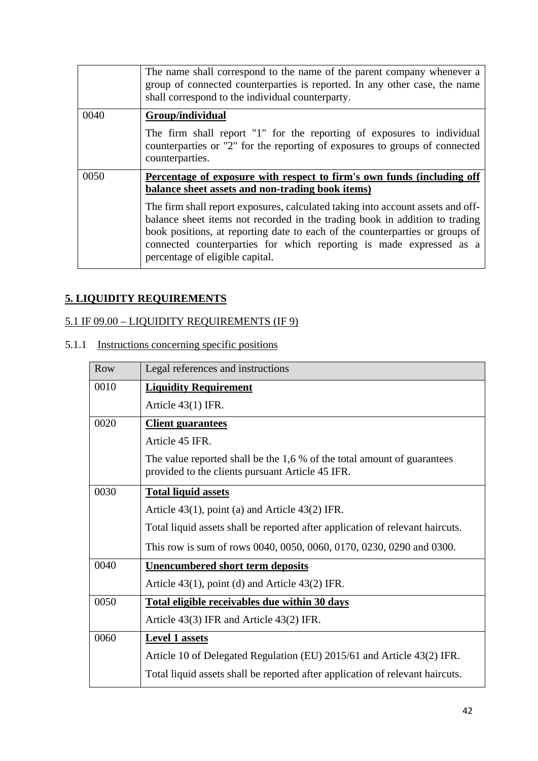| | |
|---|---|
| | The name shall correspond to the name of the parent company whenever a group of connected counterparties is reported. In any other case, the name shall correspond to the individual counterparty. |
| 0040 | **Group/individual**<br><br>The firm shall report "1" for the reporting of exposures to individual counterparties or "2" for the reporting of exposures to groups of connected counterparties. |
| 0050 | **Percentage of exposure with respect to firm's own funds (including off balance sheet assets and non-trading book items)**<br><br>The firm shall report exposures, calculated taking into account assets and off-balance sheet items not recorded in the trading book in addition to trading book positions, at reporting date to each of the counterparties or groups of connected counterparties for which reporting is made expressed as a percentage of eligible capital. |

## 5. LIQUIDITY REQUIREMENTS

### 5.1 IF 09.00 – LIQUIDITY REQUIREMENTS (IF 9)

#### 5.1.1 Instructions concerning specific positions

| Row | Legal references and instructions |
|---|---|
| 0010 | **Liquidity Requirement**<br><br>Article 43(1) IFR. |
| 0020 | **Client guarantees**<br><br>Article 45 IFR.<br><br>The value reported shall be the 1,6 % of the total amount of guarantees provided to the clients pursuant Article 45 IFR. |
| 0030 | **Total liquid assets**<br><br>Article 43(1), point (a) and Article 43(2) IFR.<br><br>Total liquid assets shall be reported after application of relevant haircuts.<br><br>This row is sum of rows 0040, 0050, 0060, 0170, 0230, 0290 and 0300. |
| 0040 | **Unencumbered short term deposits**<br><br>Article 43(1), point (d) and Article 43(2) IFR. |
| 0050 | **Total eligible receivables due within 30 days**<br><br>Article 43(3) IFR and Article 43(2) IFR. |
| 0060 | **Level 1 assets**<br><br>Article 10 of Delegated Regulation (EU) 2015/61 and Article 43(2) IFR.<br><br>Total liquid assets shall be reported after application of relevant haircuts. |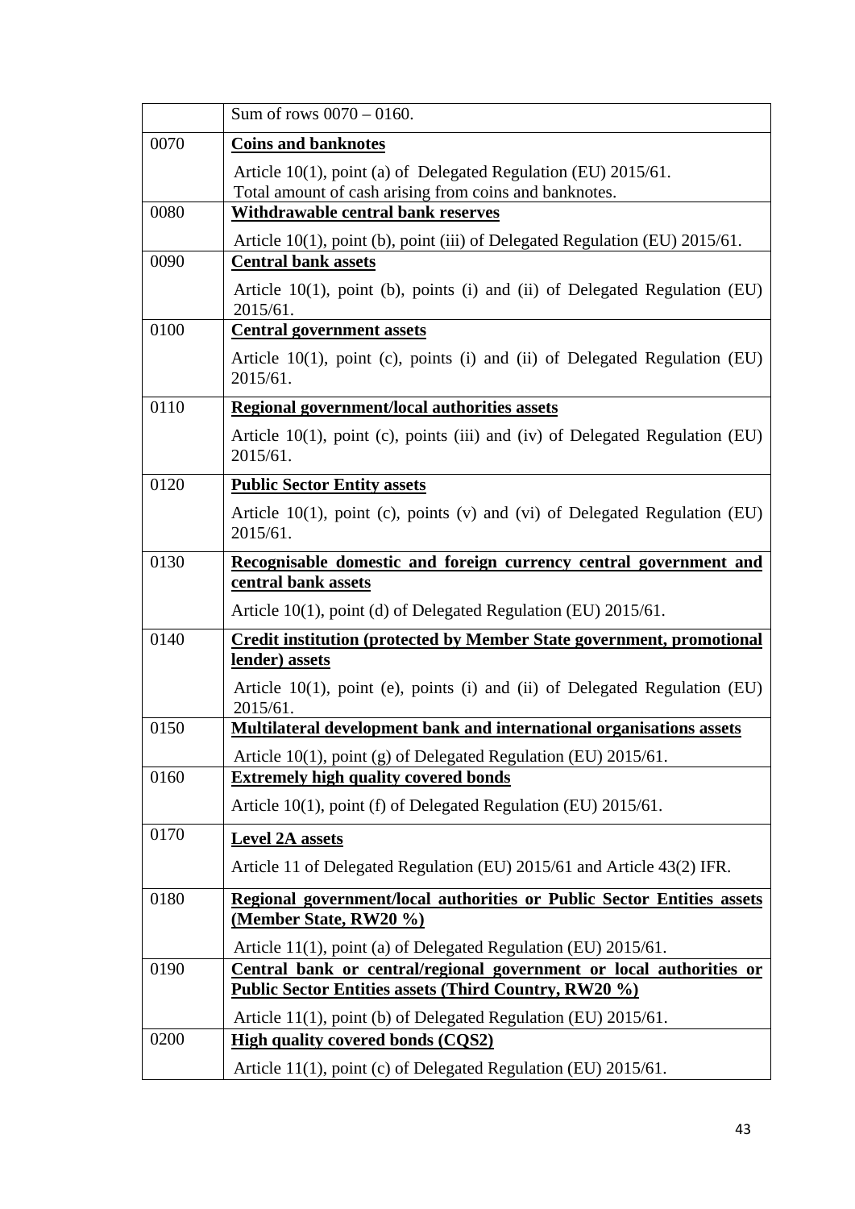| | |
|---|---|
| | Sum of rows 0070 – 0160. |
| 0070 | **Coins and banknotes**<br><br>Article 10(1), point (a) of Delegated Regulation (EU) 2015/61.<br>Total amount of cash arising from coins and banknotes. |
| 0080 | **Withdrawable central bank reserves**<br><br>Article 10(1), point (b), point (iii) of Delegated Regulation (EU) 2015/61. |
| 0090 | **Central bank assets**<br><br>Article 10(1), point (b), points (i) and (ii) of Delegated Regulation (EU) 2015/61. |
| 0100 | **Central government assets**<br><br>Article 10(1), point (c), points (i) and (ii) of Delegated Regulation (EU) 2015/61. |
| 0110 | **Regional government/local authorities assets**<br><br>Article 10(1), point (c), points (iii) and (iv) of Delegated Regulation (EU) 2015/61. |
| 0120 | **Public Sector Entity assets**<br><br>Article 10(1), point (c), points (v) and (vi) of Delegated Regulation (EU) 2015/61. |
| 0130 | **Recognisable domestic and foreign currency central government and central bank assets**<br><br>Article 10(1), point (d) of Delegated Regulation (EU) 2015/61. |
| 0140 | **Credit institution (protected by Member State government, promotional lender) assets**<br><br>Article 10(1), point (e), points (i) and (ii) of Delegated Regulation (EU) 2015/61. |
| 0150 | **Multilateral development bank and international organisations assets**<br><br>Article 10(1), point (g) of Delegated Regulation (EU) 2015/61. |
| 0160 | **Extremely high quality covered bonds**<br><br>Article 10(1), point (f) of Delegated Regulation (EU) 2015/61. |
| 0170 | **Level 2A assets**<br><br>Article 11 of Delegated Regulation (EU) 2015/61 and Article 43(2) IFR. |
| 0180 | **Regional government/local authorities or Public Sector Entities assets (Member State, RW20 %)**<br><br>Article 11(1), point (a) of Delegated Regulation (EU) 2015/61. |
| 0190 | **Central bank or central/regional government or local authorities or Public Sector Entities assets (Third Country, RW20 %)**<br><br>Article 11(1), point (b) of Delegated Regulation (EU) 2015/61. |
| 0200 | **High quality covered bonds (CQS2)**<br><br>Article 11(1), point (c) of Delegated Regulation (EU) 2015/61. |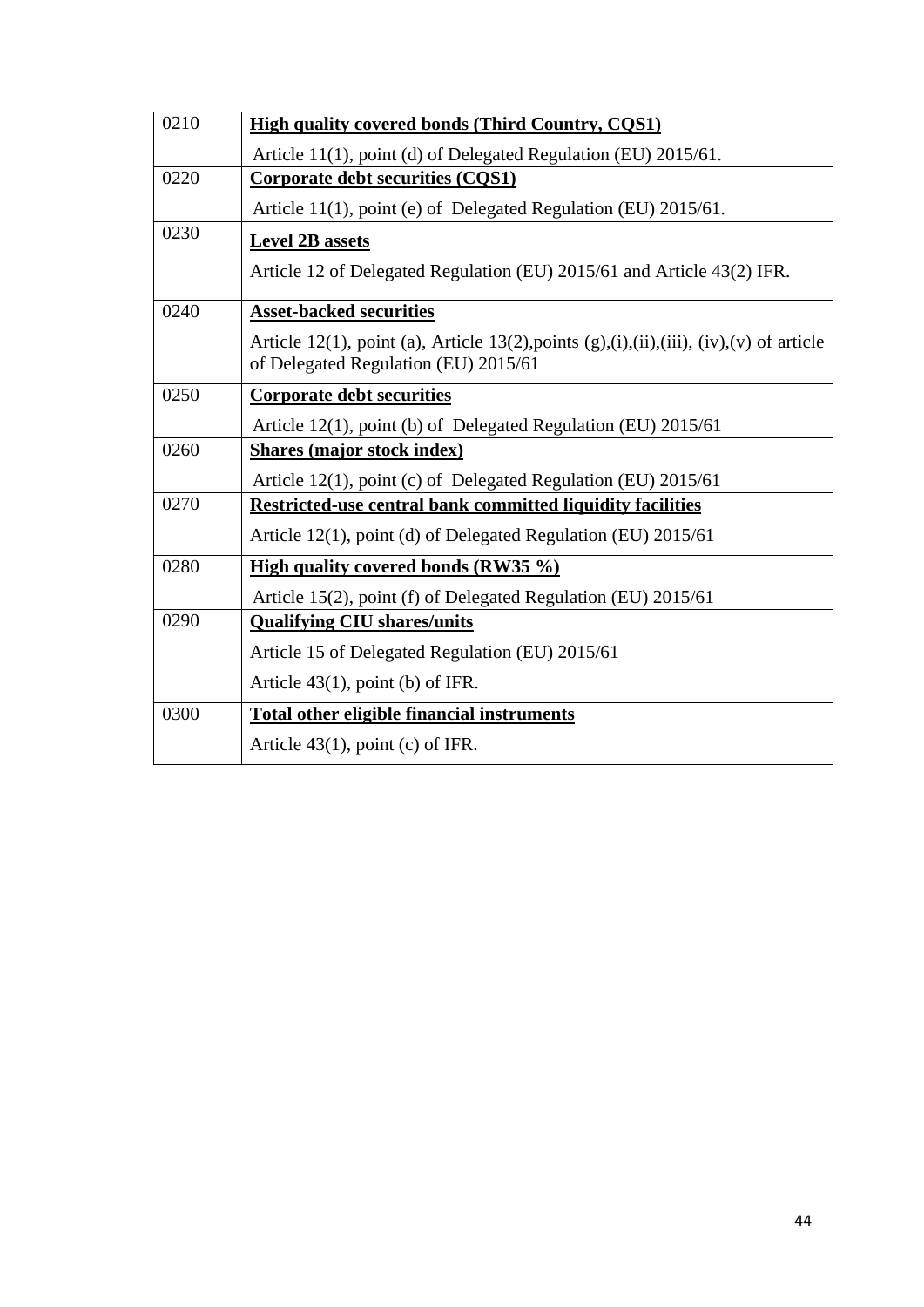| | |
|---|---|
| 0210 | **High quality covered bonds (Third Country, CQS1)**<br>Article 11(1), point (d) of Delegated Regulation (EU) 2015/61. |
| 0220 | **Corporate debt securities (CQS1)**<br>Article 11(1), point (e) of Delegated Regulation (EU) 2015/61. |
| 0230 | **Level 2B assets**<br>Article 12 of Delegated Regulation (EU) 2015/61 and Article 43(2) IFR. |
| 0240 | **Asset-backed securities**<br>Article 12(1), point (a), Article 13(2),points (g),(i),(ii),(iii), (iv),(v) of article of Delegated Regulation (EU) 2015/61 |
| 0250 | **Corporate debt securities**<br>Article 12(1), point (b) of Delegated Regulation (EU) 2015/61 |
| 0260 | **Shares (major stock index)**<br>Article 12(1), point (c) of Delegated Regulation (EU) 2015/61 |
| 0270 | **Restricted-use central bank committed liquidity facilities**<br>Article 12(1), point (d) of Delegated Regulation (EU) 2015/61 |
| 0280 | **High quality covered bonds (RW35 %)**<br>Article 15(2), point (f) of Delegated Regulation (EU) 2015/61 |
| 0290 | **Qualifying CIU shares/units**<br>Article 15 of Delegated Regulation (EU) 2015/61<br>Article 43(1), point (b) of IFR. |
| 0300 | **Total other eligible financial instruments**<br>Article 43(1), point (c) of IFR. |